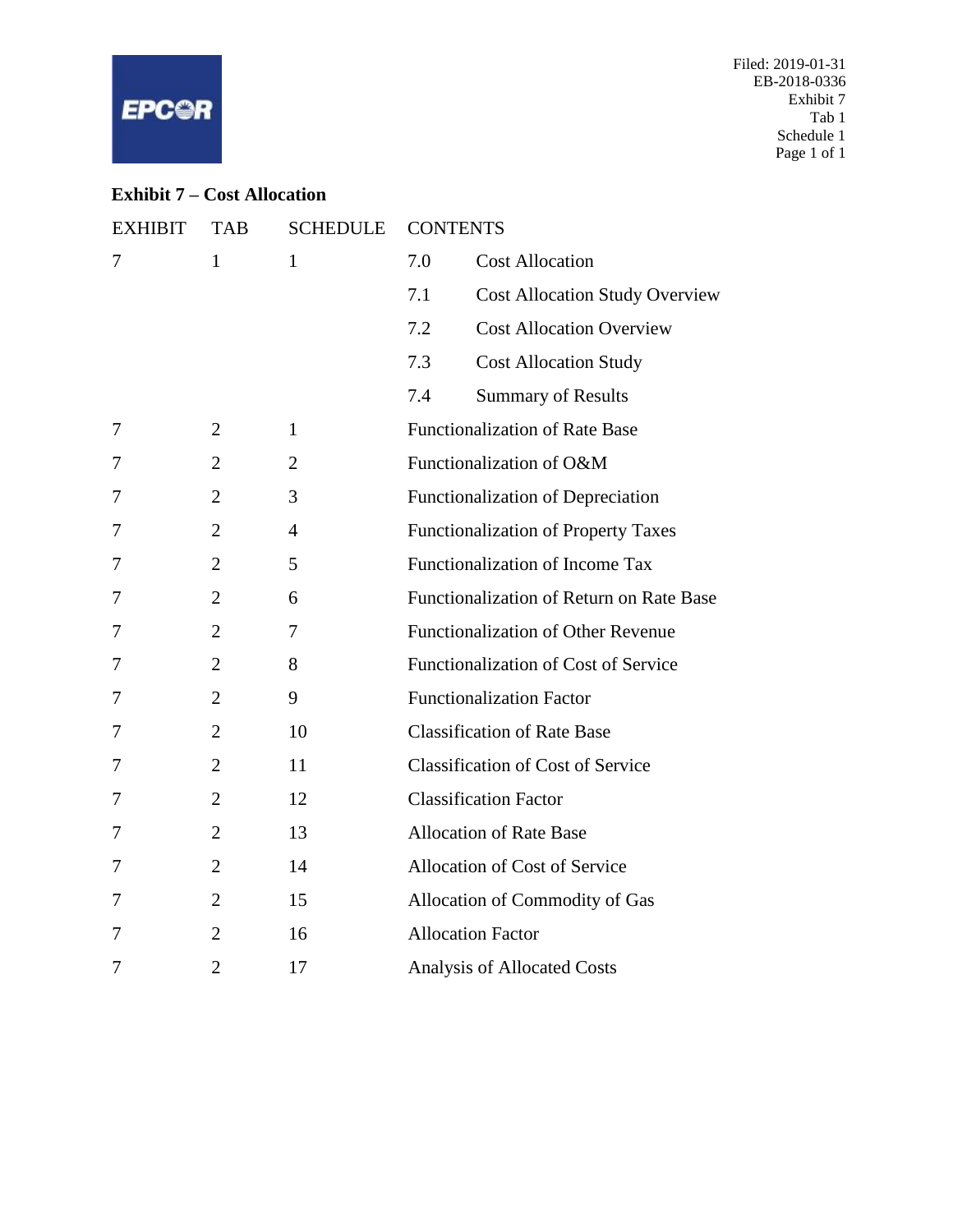## Exhibit 7 – Cost Allocation

| EXHIBIT | TAB | SCHEDULE | CONTENTS | |
|---|---|---|---|---|
| 7 | 1 | 1 | 7.0 | Cost Allocation |
| | | | 7.1 | Cost Allocation Study Overview |
| | | | 7.2 | Cost Allocation Overview |
| | | | 7.3 | Cost Allocation Study |
| | | | 7.4 | Summary of Results |
| 7 | 2 | 1 | Functionalization of Rate Base | |
| 7 | 2 | 2 | Functionalization of O&M | |
| 7 | 2 | 3 | Functionalization of Depreciation | |
| 7 | 2 | 4 | Functionalization of Property Taxes | |
| 7 | 2 | 5 | Functionalization of Income Tax | |
| 7 | 2 | 6 | Functionalization of Return on Rate Base | |
| 7 | 2 | 7 | Functionalization of Other Revenue | |
| 7 | 2 | 8 | Functionalization of Cost of Service | |
| 7 | 2 | 9 | Functionalization Factor | |
| 7 | 2 | 10 | Classification of Rate Base | |
| 7 | 2 | 11 | Classification of Cost of Service | |
| 7 | 2 | 12 | Classification Factor | |
| 7 | 2 | 13 | Allocation of Rate Base | |
| 7 | 2 | 14 | Allocation of Cost of Service | |
| 7 | 2 | 15 | Allocation of Commodity of Gas | |
| 7 | 2 | 16 | Allocation Factor | |
| 7 | 2 | 17 | Analysis of Allocated Costs | |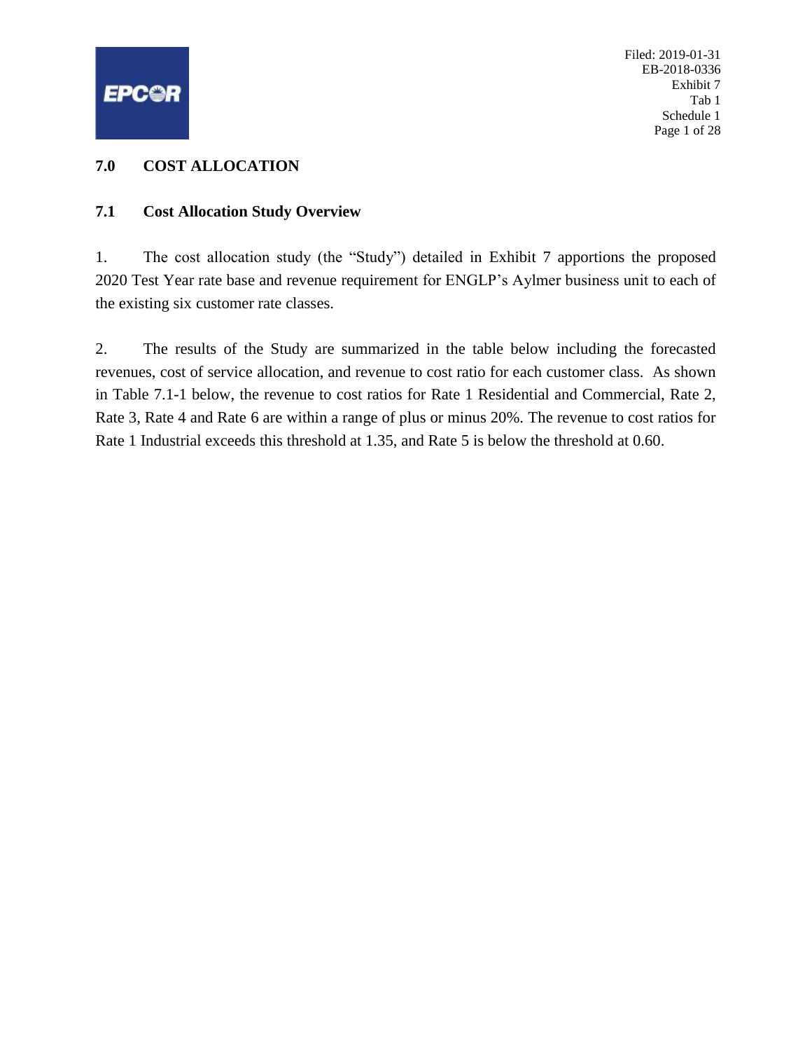# 7.0 COST ALLOCATION

## 7.1 Cost Allocation Study Overview

1. The cost allocation study (the "Study") detailed in Exhibit 7 apportions the proposed 2020 Test Year rate base and revenue requirement for ENGLP's Aylmer business unit to each of the existing six customer rate classes.

2. The results of the Study are summarized in the table below including the forecasted revenues, cost of service allocation, and revenue to cost ratio for each customer class. As shown in Table 7.1-1 below, the revenue to cost ratios for Rate 1 Residential and Commercial, Rate 2, Rate 3, Rate 4 and Rate 6 are within a range of plus or minus 20%. The revenue to cost ratios for Rate 1 Industrial exceeds this threshold at 1.35, and Rate 5 is below the threshold at 0.60.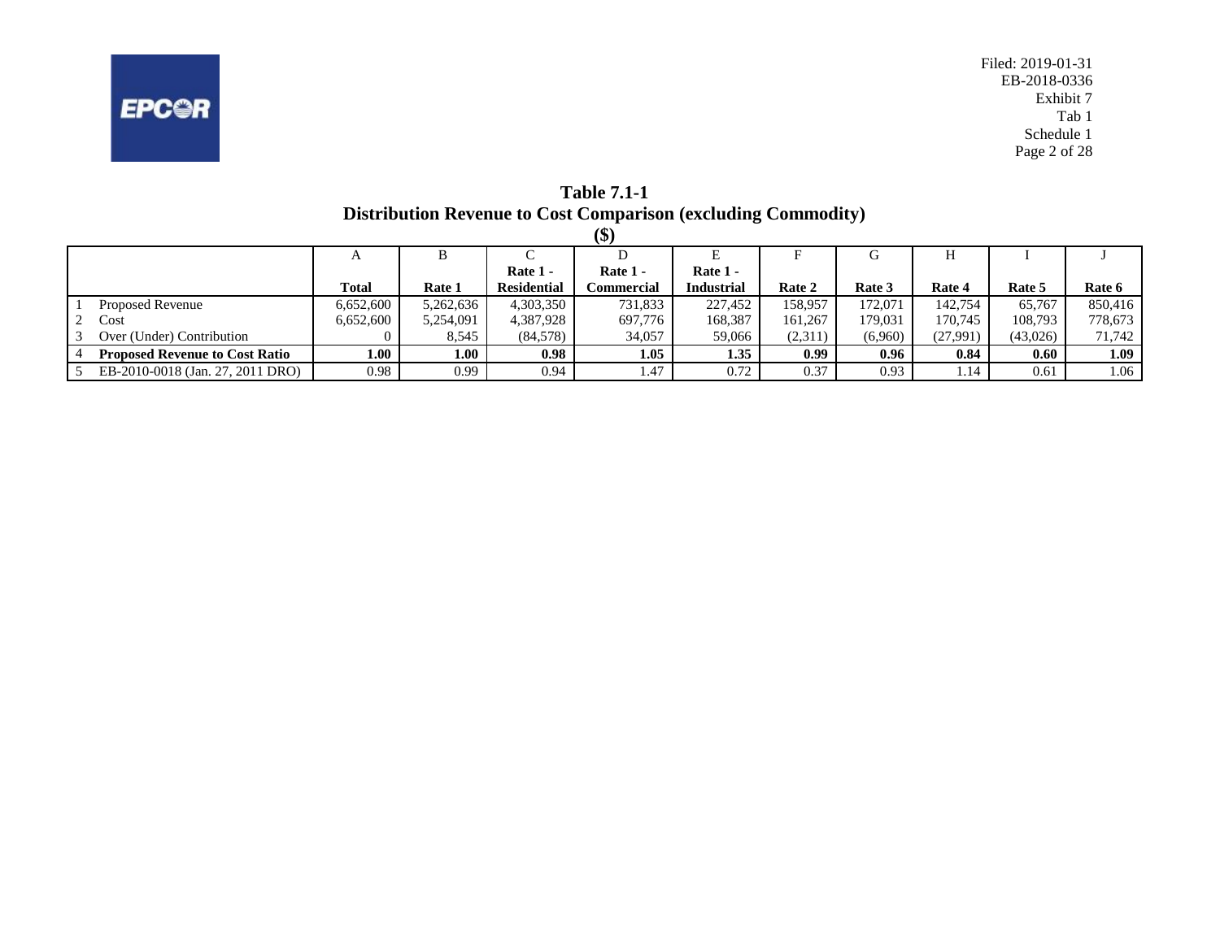**Table 7.1-1**
**Distribution Revenue to Cost Comparison (excluding Commodity)**
**($)**

| | | A | B | C | D | E | F | G | H | I | J |
|---|---|---|---|---|---|---|---|---|---|---|---|
| | | **Total** | **Rate 1** | **Rate 1 - Residential** | **Rate 1 - Commercial** | **Rate 1 - Industrial** | **Rate 2** | **Rate 3** | **Rate 4** | **Rate 5** | **Rate 6** |
| 1 | Proposed Revenue | 6,652,600 | 5,262,636 | 4,303,350 | 731,833 | 227,452 | 158,957 | 172,071 | 142,754 | 65,767 | 850,416 |
| 2 | Cost | 6,652,600 | 5,254,091 | 4,387,928 | 697,776 | 168,387 | 161,267 | 179,031 | 170,745 | 108,793 | 778,673 |
| 3 | Over (Under) Contribution | 0 | 8,545 | (84,578) | 34,057 | 59,066 | (2,311) | (6,960) | (27,991) | (43,026) | 71,742 |
| 4 | **Proposed Revenue to Cost Ratio** | **1.00** | **1.00** | **0.98** | **1.05** | **1.35** | **0.99** | **0.96** | **0.84** | **0.60** | **1.09** |
| 5 | EB-2010-0018 (Jan. 27, 2011 DRO) | 0.98 | 0.99 | 0.94 | 1.47 | 0.72 | 0.37 | 0.93 | 1.14 | 0.61 | 1.06 |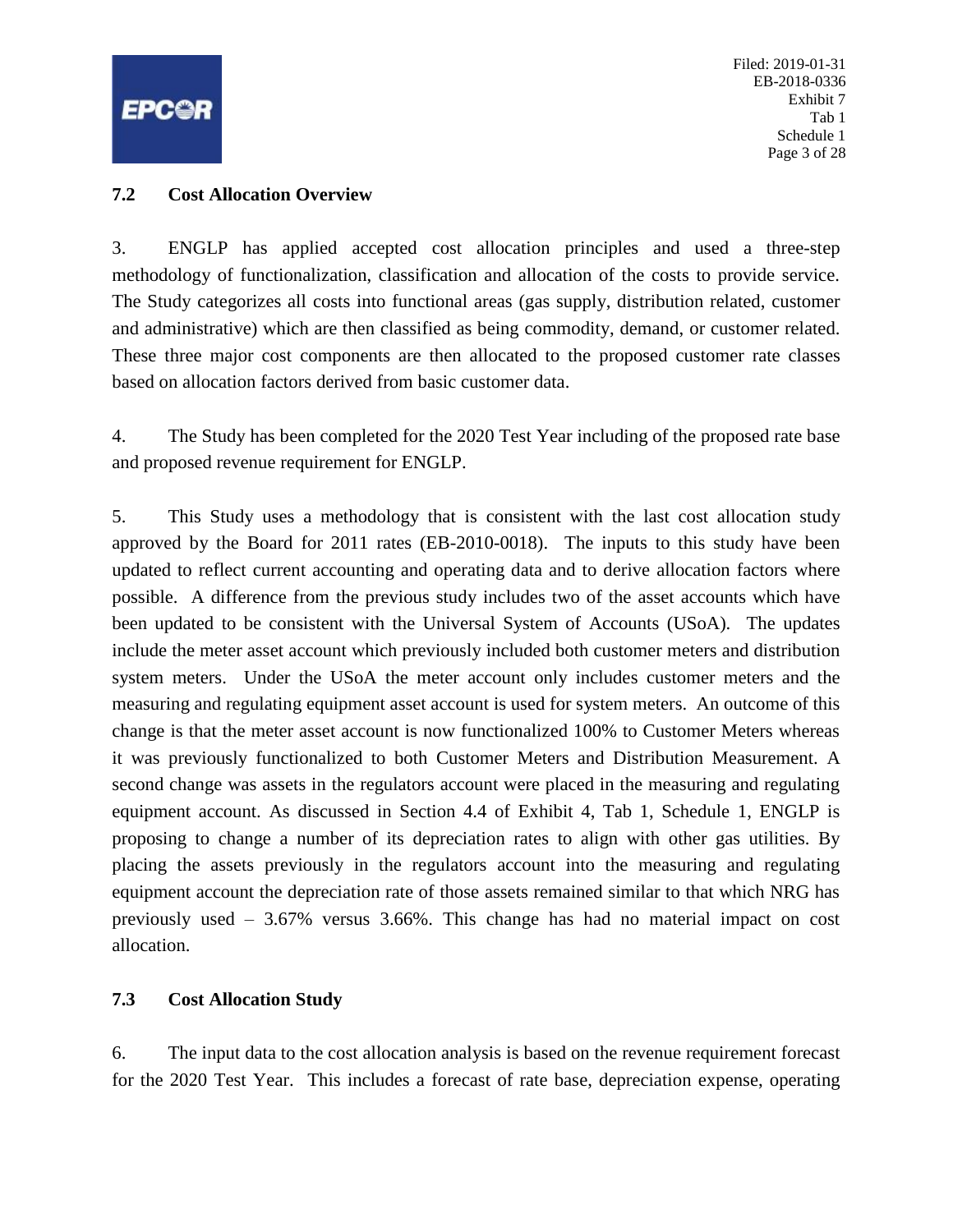## 7.2 Cost Allocation Overview

3. ENGLP has applied accepted cost allocation principles and used a three-step methodology of functionalization, classification and allocation of the costs to provide service. The Study categorizes all costs into functional areas (gas supply, distribution related, customer and administrative) which are then classified as being commodity, demand, or customer related. These three major cost components are then allocated to the proposed customer rate classes based on allocation factors derived from basic customer data.

4. The Study has been completed for the 2020 Test Year including of the proposed rate base and proposed revenue requirement for ENGLP.

5. This Study uses a methodology that is consistent with the last cost allocation study approved by the Board for 2011 rates (EB-2010-0018). The inputs to this study have been updated to reflect current accounting and operating data and to derive allocation factors where possible. A difference from the previous study includes two of the asset accounts which have been updated to be consistent with the Universal System of Accounts (USoA). The updates include the meter asset account which previously included both customer meters and distribution system meters. Under the USoA the meter account only includes customer meters and the measuring and regulating equipment asset account is used for system meters. An outcome of this change is that the meter asset account is now functionalized 100% to Customer Meters whereas it was previously functionalized to both Customer Meters and Distribution Measurement. A second change was assets in the regulators account were placed in the measuring and regulating equipment account. As discussed in Section 4.4 of Exhibit 4, Tab 1, Schedule 1, ENGLP is proposing to change a number of its depreciation rates to align with other gas utilities. By placing the assets previously in the regulators account into the measuring and regulating equipment account the depreciation rate of those assets remained similar to that which NRG has previously used – 3.67% versus 3.66%. This change has had no material impact on cost allocation.

## 7.3 Cost Allocation Study

6. The input data to the cost allocation analysis is based on the revenue requirement forecast for the 2020 Test Year. This includes a forecast of rate base, depreciation expense, operating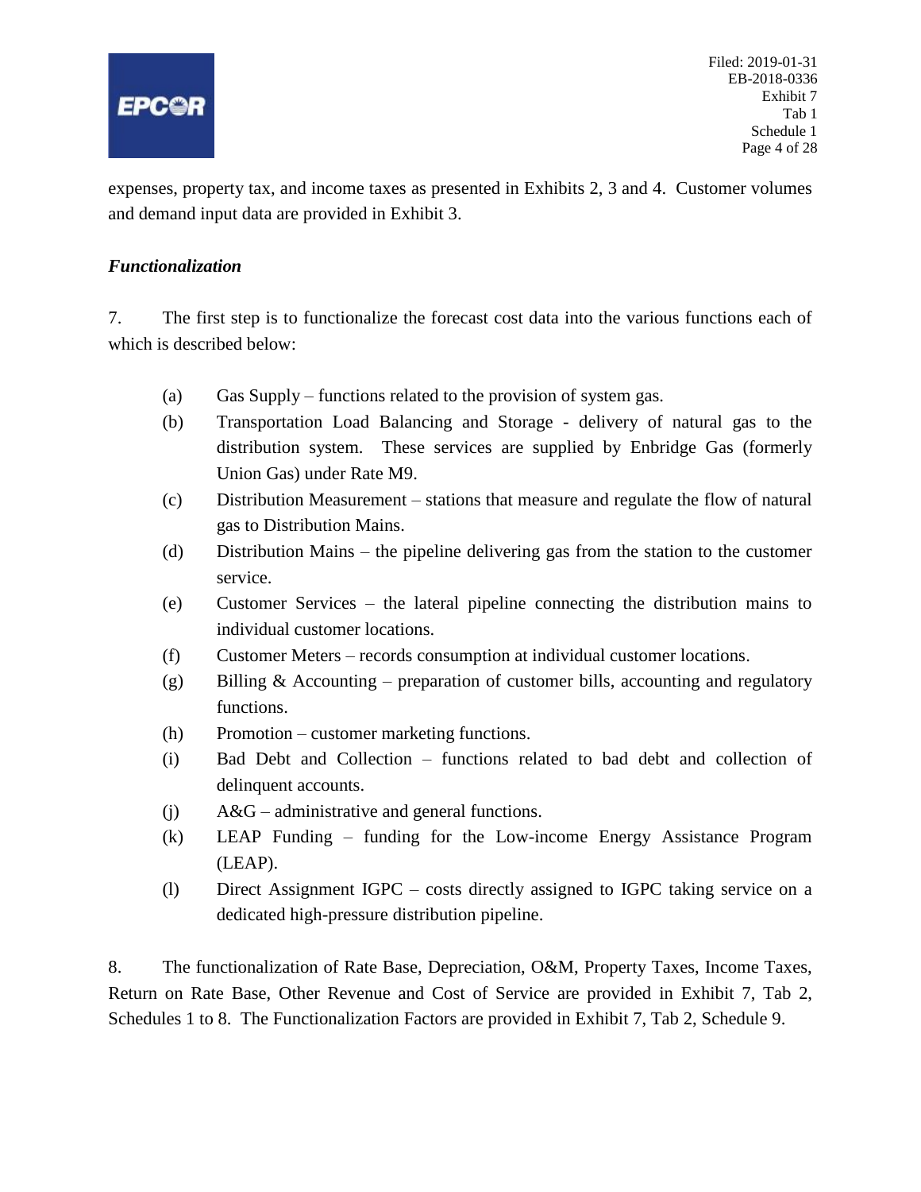expenses, property tax, and income taxes as presented in Exhibits 2, 3 and 4. Customer volumes and demand input data are provided in Exhibit 3.

***Functionalization***

7. The first step is to functionalize the forecast cost data into the various functions each of which is described below:

(a) Gas Supply – functions related to the provision of system gas.

(b) Transportation Load Balancing and Storage - delivery of natural gas to the distribution system. These services are supplied by Enbridge Gas (formerly Union Gas) under Rate M9.

(c) Distribution Measurement – stations that measure and regulate the flow of natural gas to Distribution Mains.

(d) Distribution Mains – the pipeline delivering gas from the station to the customer service.

(e) Customer Services – the lateral pipeline connecting the distribution mains to individual customer locations.

(f) Customer Meters – records consumption at individual customer locations.

(g) Billing & Accounting – preparation of customer bills, accounting and regulatory functions.

(h) Promotion – customer marketing functions.

(i) Bad Debt and Collection – functions related to bad debt and collection of delinquent accounts.

(j) A&G – administrative and general functions.

(k) LEAP Funding – funding for the Low-income Energy Assistance Program (LEAP).

(l) Direct Assignment IGPC – costs directly assigned to IGPC taking service on a dedicated high-pressure distribution pipeline.

8. The functionalization of Rate Base, Depreciation, O&M, Property Taxes, Income Taxes, Return on Rate Base, Other Revenue and Cost of Service are provided in Exhibit 7, Tab 2, Schedules 1 to 8. The Functionalization Factors are provided in Exhibit 7, Tab 2, Schedule 9.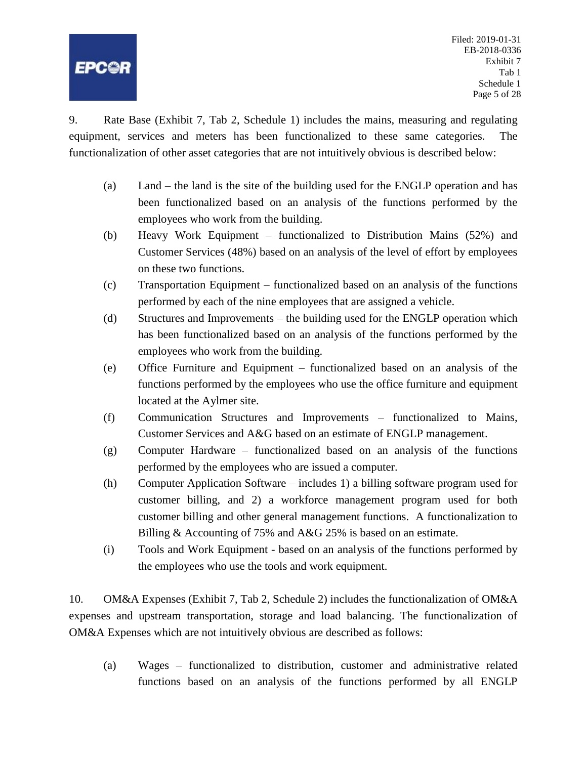9. Rate Base (Exhibit 7, Tab 2, Schedule 1) includes the mains, measuring and regulating equipment, services and meters has been functionalized to these same categories. The functionalization of other asset categories that are not intuitively obvious is described below:

(a) Land – the land is the site of the building used for the ENGLP operation and has been functionalized based on an analysis of the functions performed by the employees who work from the building.

(b) Heavy Work Equipment – functionalized to Distribution Mains (52%) and Customer Services (48%) based on an analysis of the level of effort by employees on these two functions.

(c) Transportation Equipment – functionalized based on an analysis of the functions performed by each of the nine employees that are assigned a vehicle.

(d) Structures and Improvements – the building used for the ENGLP operation which has been functionalized based on an analysis of the functions performed by the employees who work from the building.

(e) Office Furniture and Equipment – functionalized based on an analysis of the functions performed by the employees who use the office furniture and equipment located at the Aylmer site.

(f) Communication Structures and Improvements – functionalized to Mains, Customer Services and A&G based on an estimate of ENGLP management.

(g) Computer Hardware – functionalized based on an analysis of the functions performed by the employees who are issued a computer.

(h) Computer Application Software – includes 1) a billing software program used for customer billing, and 2) a workforce management program used for both customer billing and other general management functions. A functionalization to Billing & Accounting of 75% and A&G 25% is based on an estimate.

(i) Tools and Work Equipment - based on an analysis of the functions performed by the employees who use the tools and work equipment.

10. OM&A Expenses (Exhibit 7, Tab 2, Schedule 2) includes the functionalization of OM&A expenses and upstream transportation, storage and load balancing. The functionalization of OM&A Expenses which are not intuitively obvious are described as follows:

(a) Wages – functionalized to distribution, customer and administrative related functions based on an analysis of the functions performed by all ENGLP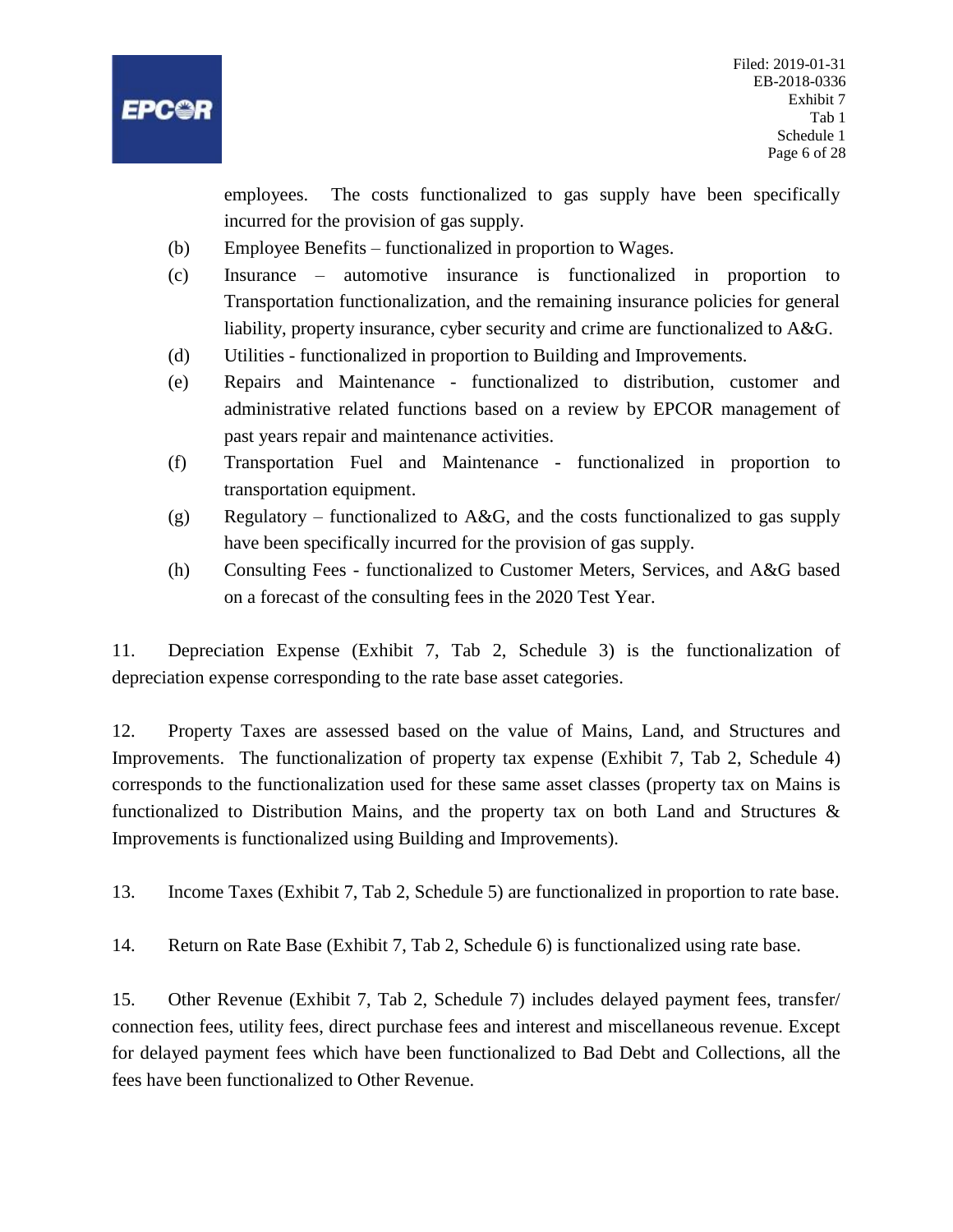employees. The costs functionalized to gas supply have been specifically incurred for the provision of gas supply.

(b) Employee Benefits – functionalized in proportion to Wages.

(c) Insurance – automotive insurance is functionalized in proportion to Transportation functionalization, and the remaining insurance policies for general liability, property insurance, cyber security and crime are functionalized to A&G.

(d) Utilities - functionalized in proportion to Building and Improvements.

(e) Repairs and Maintenance - functionalized to distribution, customer and administrative related functions based on a review by EPCOR management of past years repair and maintenance activities.

(f) Transportation Fuel and Maintenance - functionalized in proportion to transportation equipment.

(g) Regulatory – functionalized to A&G, and the costs functionalized to gas supply have been specifically incurred for the provision of gas supply.

(h) Consulting Fees - functionalized to Customer Meters, Services, and A&G based on a forecast of the consulting fees in the 2020 Test Year.

11. Depreciation Expense (Exhibit 7, Tab 2, Schedule 3) is the functionalization of depreciation expense corresponding to the rate base asset categories.

12. Property Taxes are assessed based on the value of Mains, Land, and Structures and Improvements. The functionalization of property tax expense (Exhibit 7, Tab 2, Schedule 4) corresponds to the functionalization used for these same asset classes (property tax on Mains is functionalized to Distribution Mains, and the property tax on both Land and Structures & Improvements is functionalized using Building and Improvements).

13. Income Taxes (Exhibit 7, Tab 2, Schedule 5) are functionalized in proportion to rate base.

14. Return on Rate Base (Exhibit 7, Tab 2, Schedule 6) is functionalized using rate base.

15. Other Revenue (Exhibit 7, Tab 2, Schedule 7) includes delayed payment fees, transfer/ connection fees, utility fees, direct purchase fees and interest and miscellaneous revenue. Except for delayed payment fees which have been functionalized to Bad Debt and Collections, all the fees have been functionalized to Other Revenue.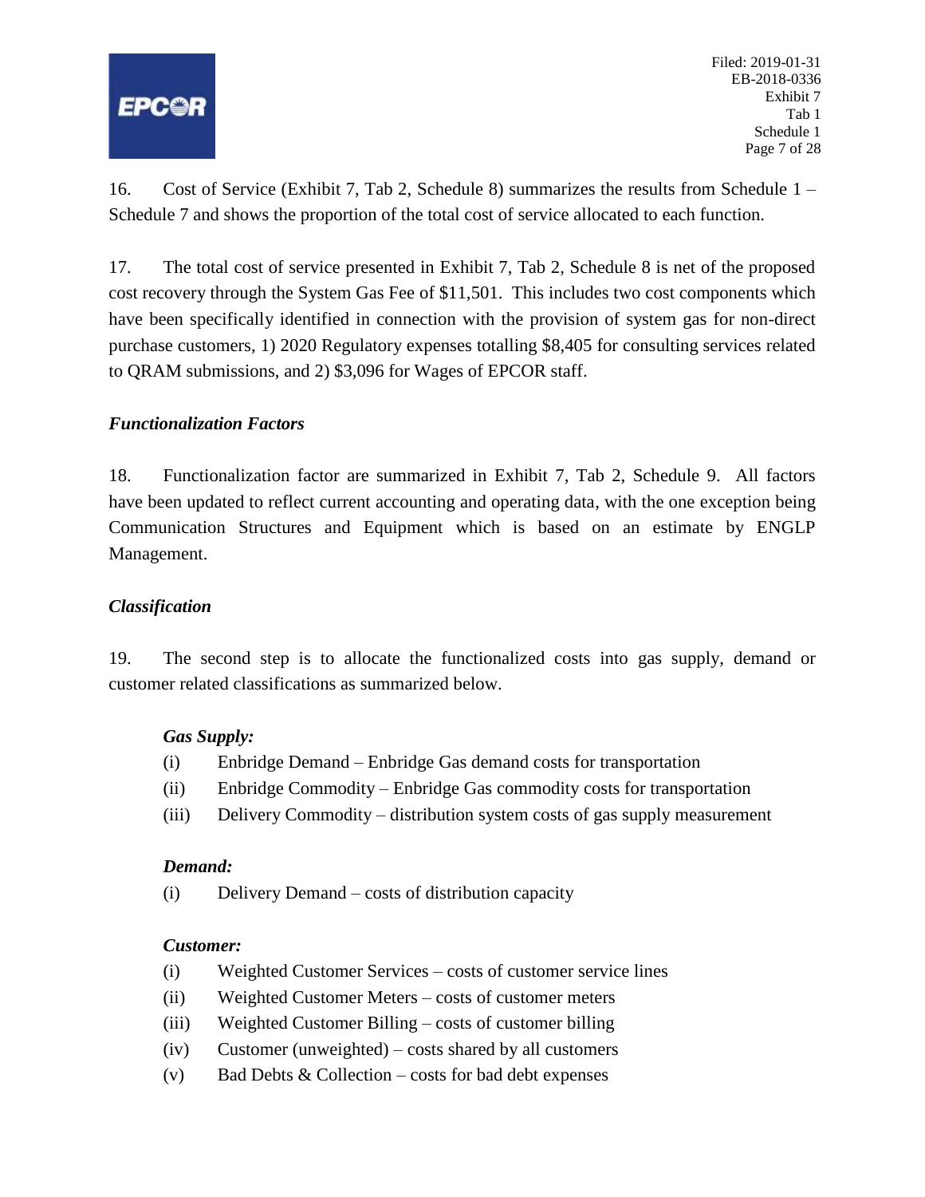16. Cost of Service (Exhibit 7, Tab 2, Schedule 8) summarizes the results from Schedule 1 – Schedule 7 and shows the proportion of the total cost of service allocated to each function.

17. The total cost of service presented in Exhibit 7, Tab 2, Schedule 8 is net of the proposed cost recovery through the System Gas Fee of $11,501. This includes two cost components which have been specifically identified in connection with the provision of system gas for non-direct purchase customers, 1) 2020 Regulatory expenses totalling $8,405 for consulting services related to QRAM submissions, and 2) $3,096 for Wages of EPCOR staff.

### *Functionalization Factors*

18. Functionalization factor are summarized in Exhibit 7, Tab 2, Schedule 9. All factors have been updated to reflect current accounting and operating data, with the one exception being Communication Structures and Equipment which is based on an estimate by ENGLP Management.

### *Classification*

19. The second step is to allocate the functionalized costs into gas supply, demand or customer related classifications as summarized below.

***Gas Supply:***

(i) Enbridge Demand – Enbridge Gas demand costs for transportation
(ii) Enbridge Commodity – Enbridge Gas commodity costs for transportation
(iii) Delivery Commodity – distribution system costs of gas supply measurement

***Demand:***

(i) Delivery Demand – costs of distribution capacity

***Customer:***

(i) Weighted Customer Services – costs of customer service lines
(ii) Weighted Customer Meters – costs of customer meters
(iii) Weighted Customer Billing – costs of customer billing
(iv) Customer (unweighted) – costs shared by all customers
(v) Bad Debts & Collection – costs for bad debt expenses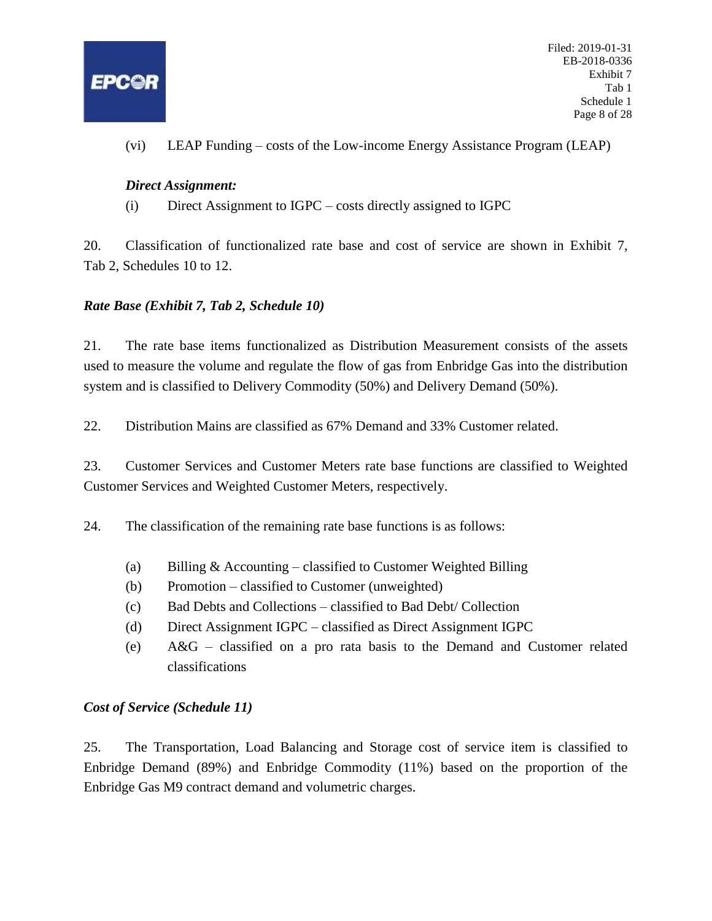(vi) LEAP Funding – costs of the Low-income Energy Assistance Program (LEAP)

***Direct Assignment:***

(i) Direct Assignment to IGPC – costs directly assigned to IGPC

20. Classification of functionalized rate base and cost of service are shown in Exhibit 7, Tab 2, Schedules 10 to 12.

***Rate Base (Exhibit 7, Tab 2, Schedule 10)***

21. The rate base items functionalized as Distribution Measurement consists of the assets used to measure the volume and regulate the flow of gas from Enbridge Gas into the distribution system and is classified to Delivery Commodity (50%) and Delivery Demand (50%).

22. Distribution Mains are classified as 67% Demand and 33% Customer related.

23. Customer Services and Customer Meters rate base functions are classified to Weighted Customer Services and Weighted Customer Meters, respectively.

24. The classification of the remaining rate base functions is as follows:

(a) Billing & Accounting – classified to Customer Weighted Billing
(b) Promotion – classified to Customer (unweighted)
(c) Bad Debts and Collections – classified to Bad Debt/ Collection
(d) Direct Assignment IGPC – classified as Direct Assignment IGPC
(e) A&G – classified on a pro rata basis to the Demand and Customer related classifications

***Cost of Service (Schedule 11)***

25. The Transportation, Load Balancing and Storage cost of service item is classified to Enbridge Demand (89%) and Enbridge Commodity (11%) based on the proportion of the Enbridge Gas M9 contract demand and volumetric charges.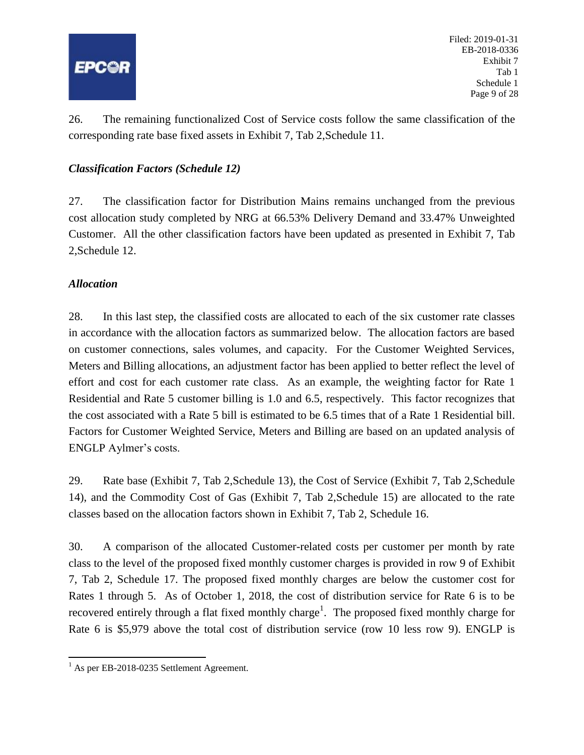26. The remaining functionalized Cost of Service costs follow the same classification of the corresponding rate base fixed assets in Exhibit 7, Tab 2,Schedule 11.

### *Classification Factors (Schedule 12)*

27. The classification factor for Distribution Mains remains unchanged from the previous cost allocation study completed by NRG at 66.53% Delivery Demand and 33.47% Unweighted Customer. All the other classification factors have been updated as presented in Exhibit 7, Tab 2,Schedule 12.

### *Allocation*

28. In this last step, the classified costs are allocated to each of the six customer rate classes in accordance with the allocation factors as summarized below. The allocation factors are based on customer connections, sales volumes, and capacity. For the Customer Weighted Services, Meters and Billing allocations, an adjustment factor has been applied to better reflect the level of effort and cost for each customer rate class. As an example, the weighting factor for Rate 1 Residential and Rate 5 customer billing is 1.0 and 6.5, respectively. This factor recognizes that the cost associated with a Rate 5 bill is estimated to be 6.5 times that of a Rate 1 Residential bill. Factors for Customer Weighted Service, Meters and Billing are based on an updated analysis of ENGLP Aylmer's costs.

29. Rate base (Exhibit 7, Tab 2,Schedule 13), the Cost of Service (Exhibit 7, Tab 2,Schedule 14), and the Commodity Cost of Gas (Exhibit 7, Tab 2,Schedule 15) are allocated to the rate classes based on the allocation factors shown in Exhibit 7, Tab 2, Schedule 16.

30. A comparison of the allocated Customer-related costs per customer per month by rate class to the level of the proposed fixed monthly customer charges is provided in row 9 of Exhibit 7, Tab 2, Schedule 17. The proposed fixed monthly charges are below the customer cost for Rates 1 through 5. As of October 1, 2018, the cost of distribution service for Rate 6 is to be recovered entirely through a flat fixed monthly charge[1]. The proposed fixed monthly charge for Rate 6 is $5,979 above the total cost of distribution service (row 10 less row 9). ENGLP is

[1] As per EB-2018-0235 Settlement Agreement.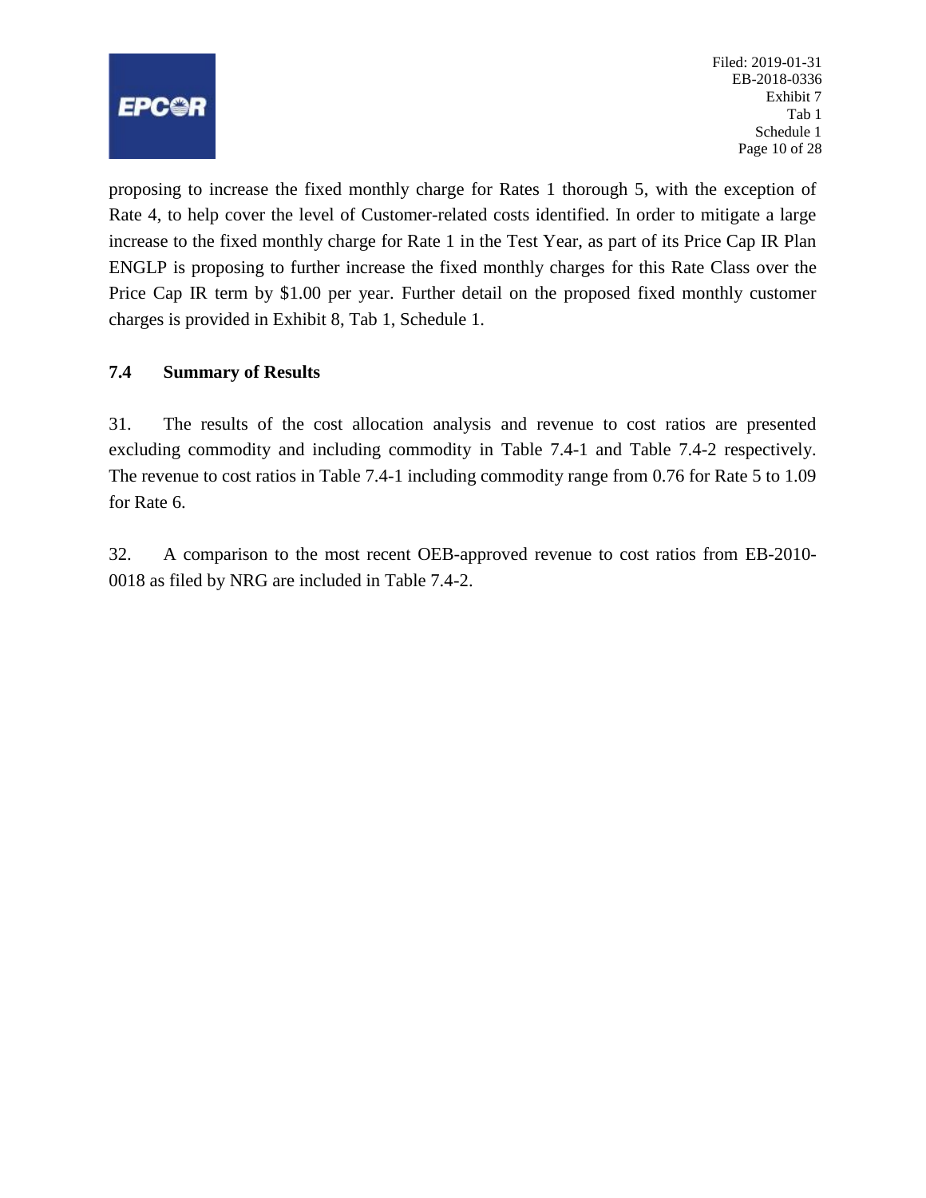proposing to increase the fixed monthly charge for Rates 1 thorough 5, with the exception of Rate 4, to help cover the level of Customer-related costs identified. In order to mitigate a large increase to the fixed monthly charge for Rate 1 in the Test Year, as part of its Price Cap IR Plan ENGLP is proposing to further increase the fixed monthly charges for this Rate Class over the Price Cap IR term by $1.00 per year. Further detail on the proposed fixed monthly customer charges is provided in Exhibit 8, Tab 1, Schedule 1.

### 7.4 Summary of Results

31. The results of the cost allocation analysis and revenue to cost ratios are presented excluding commodity and including commodity in Table 7.4-1 and Table 7.4-2 respectively. The revenue to cost ratios in Table 7.4-1 including commodity range from 0.76 for Rate 5 to 1.09 for Rate 6.

32. A comparison to the most recent OEB-approved revenue to cost ratios from EB-2010-0018 as filed by NRG are included in Table 7.4-2.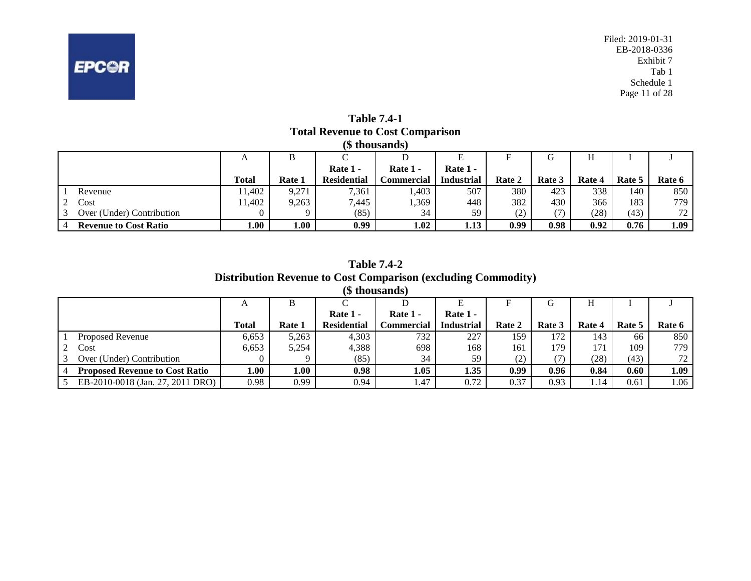**Table 7.4-1**
**Total Revenue to Cost Comparison**
**($ thousands)**

| | | A | B | C | D | E | F | G | H | I | J |
|---|---|---|---|---|---|---|---|---|---|---|---|
| | | **Total** | **Rate 1** | **Rate 1 - Residential** | **Rate 1 - Commercial** | **Rate 1 - Industrial** | **Rate 2** | **Rate 3** | **Rate 4** | **Rate 5** | **Rate 6** |
| 1 | Revenue | 11,402 | 9,271 | 7,361 | 1,403 | 507 | 380 | 423 | 338 | 140 | 850 |
| 2 | Cost | 11,402 | 9,263 | 7,445 | 1,369 | 448 | 382 | 430 | 366 | 183 | 779 |
| 3 | Over (Under) Contribution | 0 | 9 | (85) | 34 | 59 | (2) | (7) | (28) | (43) | 72 |
| 4 | **Revenue to Cost Ratio** | **1.00** | **1.00** | **0.99** | **1.02** | **1.13** | **0.99** | **0.98** | **0.92** | **0.76** | **1.09** |

**Table 7.4-2**
**Distribution Revenue to Cost Comparison (excluding Commodity)**
**($ thousands)**

| | | A | B | C | D | E | F | G | H | I | J |
|---|---|---|---|---|---|---|---|---|---|---|---|
| | | **Total** | **Rate 1** | **Rate 1 - Residential** | **Rate 1 - Commercial** | **Rate 1 - Industrial** | **Rate 2** | **Rate 3** | **Rate 4** | **Rate 5** | **Rate 6** |
| 1 | Proposed Revenue | 6,653 | 5,263 | 4,303 | 732 | 227 | 159 | 172 | 143 | 66 | 850 |
| 2 | Cost | 6,653 | 5,254 | 4,388 | 698 | 168 | 161 | 179 | 171 | 109 | 779 |
| 3 | Over (Under) Contribution | 0 | 9 | (85) | 34 | 59 | (2) | (7) | (28) | (43) | 72 |
| 4 | **Proposed Revenue to Cost Ratio** | **1.00** | **1.00** | **0.98** | **1.05** | **1.35** | **0.99** | **0.96** | **0.84** | **0.60** | **1.09** |
| 5 | EB-2010-0018 (Jan. 27, 2011 DRO) | 0.98 | 0.99 | 0.94 | 1.47 | 0.72 | 0.37 | 0.93 | 1.14 | 0.61 | 1.06 |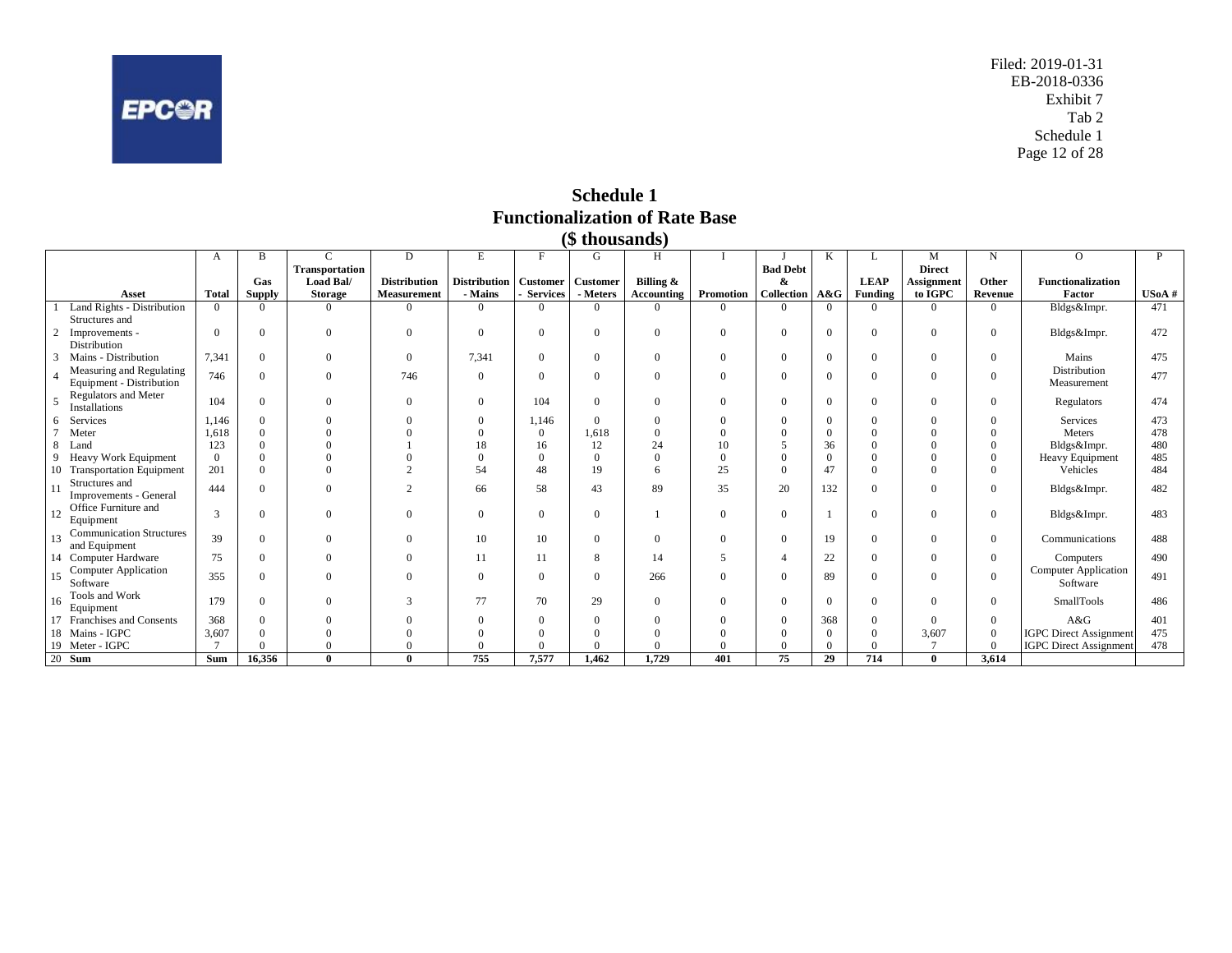Filed: 2019-01-31
EB-2018-0336
Exhibit 7
Tab 2
Schedule 1

# Schedule 1
## Functionalization of Rate Base
### ($ thousands)

| | | A | B | C | D | E | F | G | H | I | J | K | L | M | N | O | P |
|---|---|---|---|---|---|---|---|---|---|---|---|---|---|---|---|---|---|
| | **Asset** | **Total** | **Gas Supply** | **Transportation Load Bal/ Storage** | **Distribution Measurement** | **Distribution - Mains** | **Customer - Services** | **Customer - Meters** | **Billing & Accounting** | **Promotion** | **Bad Debt & Collection** | **A&G** | **LEAP Funding** | **Direct Assignment to IGPC** | **Other Revenue** | **Functionalization Factor** | **USoA #** |
| 1 | Land Rights - Distribution | 0 | 0 | 0 | 0 | 0 | 0 | 0 | 0 | 0 | 0 | 0 | 0 | 0 | 0 | Bldgs&Impr. | 471 |
| 2 | Structures and Improvements - Distribution | 0 | 0 | 0 | 0 | 0 | 0 | 0 | 0 | 0 | 0 | 0 | 0 | 0 | 0 | Bldgs&Impr. | 472 |
| 3 | Mains - Distribution | 7,341 | 0 | 0 | 0 | 7,341 | 0 | 0 | 0 | 0 | 0 | 0 | 0 | 0 | 0 | Mains | 475 |
| 4 | Measuring and Regulating Equipment - Distribution | 746 | 0 | 0 | 746 | 0 | 0 | 0 | 0 | 0 | 0 | 0 | 0 | 0 | 0 | Distribution Measurement | 477 |
| 5 | Regulators and Meter Installations | 104 | 0 | 0 | 0 | 0 | 104 | 0 | 0 | 0 | 0 | 0 | 0 | 0 | 0 | Regulators | 474 |
| 6 | Services | 1,146 | 0 | 0 | 0 | 0 | 1,146 | 0 | 0 | 0 | 0 | 0 | 0 | 0 | 0 | Services | 473 |
| 7 | Meter | 1,618 | 0 | 0 | 0 | 0 | 0 | 1,618 | 0 | 0 | 0 | 0 | 0 | 0 | 0 | Meters | 478 |
| 8 | Land | 123 | 0 | 0 | 1 | 18 | 16 | 12 | 24 | 10 | 5 | 36 | 0 | 0 | 0 | Bldgs&Impr. | 480 |
| 9 | Heavy Work Equipment | 0 | 0 | 0 | 0 | 0 | 0 | 0 | 0 | 0 | 0 | 0 | 0 | 0 | 0 | Heavy Equipment | 485 |
| 10 | Transportation Equipment | 201 | 0 | 0 | 2 | 54 | 48 | 19 | 6 | 25 | 0 | 47 | 0 | 0 | 0 | Vehicles | 484 |
| 11 | Structures and Improvements - General | 444 | 0 | 0 | 2 | 66 | 58 | 43 | 89 | 35 | 20 | 132 | 0 | 0 | 0 | Bldgs&Impr. | 482 |
| 12 | Office Furniture and Equipment | 3 | 0 | 0 | 0 | 0 | 0 | 0 | 1 | 0 | 0 | 1 | 0 | 0 | 0 | Bldgs&Impr. | 483 |
| 13 | Communication Structures and Equipment | 39 | 0 | 0 | 0 | 10 | 10 | 0 | 0 | 0 | 0 | 19 | 0 | 0 | 0 | Communications | 488 |
| 14 | Computer Hardware | 75 | 0 | 0 | 0 | 11 | 11 | 8 | 14 | 5 | 4 | 22 | 0 | 0 | 0 | Computers | 490 |
| 15 | Computer Application Software | 355 | 0 | 0 | 0 | 0 | 0 | 0 | 266 | 0 | 0 | 89 | 0 | 0 | 0 | Computer Application Software | 491 |
| 16 | Tools and Work Equipment | 179 | 0 | 0 | 3 | 77 | 70 | 29 | 0 | 0 | 0 | 0 | 0 | 0 | 0 | SmallTools | 486 |
| 17 | Franchises and Consents | 368 | 0 | 0 | 0 | 0 | 0 | 0 | 0 | 0 | 0 | 368 | 0 | 0 | 0 | A&G | 401 |
| 18 | Mains - IGPC | 3,607 | 0 | 0 | 0 | 0 | 0 | 0 | 0 | 0 | 0 | 0 | 0 | 3,607 | 0 | IGPC Direct Assignment | 475 |
| 19 | Meter - IGPC | 7 | 0 | 0 | 0 | 0 | 0 | 0 | 0 | 0 | 0 | 0 | 0 | 7 | 0 | IGPC Direct Assignment | 478 |
| 20 | **Sum** | **Sum** | **16,356** | **0** | **0** | **755** | **7,577** | **1,462** | **1,729** | **401** | **75** | **29** | **714** | **0** | **3,614** | | |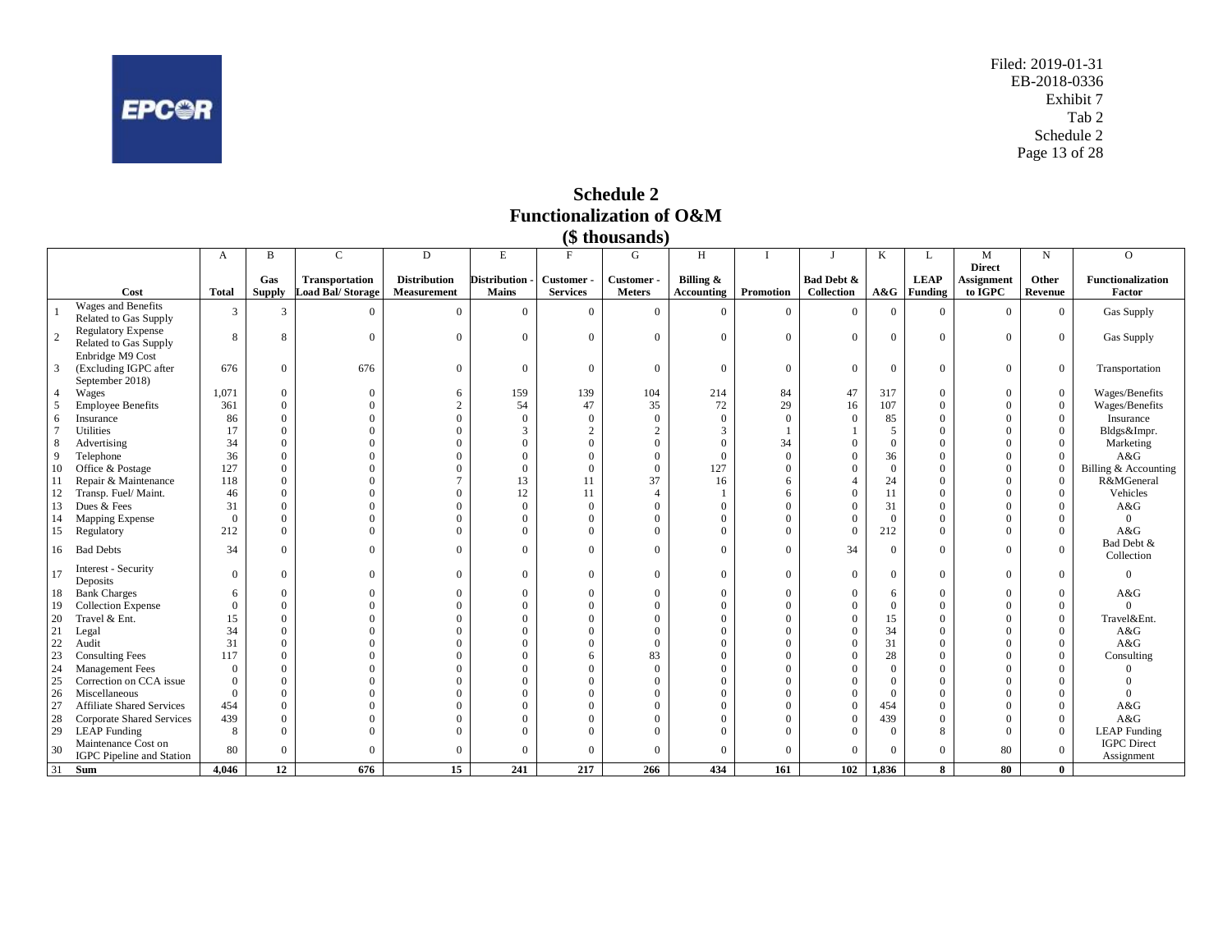Filed: 2019-01-31
EB-2018-0336
Exhibit 7
Tab 2
Schedule 2

# Schedule 2
## Functionalization of O&M
### ($ thousands)

| | | A | B | C | D | E | F | G | H | I | J | K | L | M | N | O |
|---|---|---|---|---|---|---|---|---|---|---|---|---|---|---|---|---|
| | Cost | Total | Gas Supply | Transportation Load Bal/ Storage | Distribution Measurement | Distribution - Mains | Customer - Services | Customer - Meters | Billing & Accounting | Promotion | Bad Debt & Collection | A&G | LEAP Funding | Direct Assignment to IGPC | Other Revenue | Functionalization Factor |
| 1 | Wages and Benefits Related to Gas Supply | 3 | 3 | 0 | 0 | 0 | 0 | 0 | 0 | 0 | 0 | 0 | 0 | 0 | 0 | Gas Supply |
| 2 | Regulatory Expense Related to Gas Supply | 8 | 8 | 0 | 0 | 0 | 0 | 0 | 0 | 0 | 0 | 0 | 0 | 0 | 0 | Gas Supply |
| 3 | Enbridge M9 Cost (Excluding IGPC after September 2018) | 676 | 0 | 676 | 0 | 0 | 0 | 0 | 0 | 0 | 0 | 0 | 0 | 0 | 0 | Transportation |
| 4 | Wages | 1,071 | 0 | 0 | 6 | 159 | 139 | 104 | 214 | 84 | 47 | 317 | 0 | 0 | 0 | Wages/Benefits |
| 5 | Employee Benefits | 361 | 0 | 0 | 2 | 54 | 47 | 35 | 72 | 29 | 16 | 107 | 0 | 0 | 0 | Wages/Benefits |
| 6 | Insurance | 86 | 0 | 0 | 0 | 0 | 0 | 0 | 0 | 0 | 0 | 85 | 0 | 0 | 0 | Insurance |
| 7 | Utilities | 17 | 0 | 0 | 0 | 3 | 2 | 2 | 3 | 1 | 1 | 5 | 0 | 0 | 0 | Bldgs&Impr. |
| 8 | Advertising | 34 | 0 | 0 | 0 | 0 | 0 | 0 | 0 | 34 | 0 | 0 | 0 | 0 | 0 | Marketing |
| 9 | Telephone | 36 | 0 | 0 | 0 | 0 | 0 | 0 | 0 | 0 | 0 | 36 | 0 | 0 | 0 | A&G |
| 10 | Office & Postage | 127 | 0 | 0 | 0 | 0 | 0 | 0 | 127 | 0 | 0 | 0 | 0 | 0 | 0 | Billing & Accounting |
| 11 | Repair & Maintenance | 118 | 0 | 0 | 7 | 13 | 11 | 37 | 16 | 6 | 4 | 24 | 0 | 0 | 0 | R&MGeneral |
| 12 | Transp. Fuel/ Maint. | 46 | 0 | 0 | 0 | 12 | 11 | 4 | 1 | 6 | 0 | 11 | 0 | 0 | 0 | Vehicles |
| 13 | Dues & Fees | 31 | 0 | 0 | 0 | 0 | 0 | 0 | 0 | 0 | 0 | 31 | 0 | 0 | 0 | A&G |
| 14 | Mapping Expense | 0 | 0 | 0 | 0 | 0 | 0 | 0 | 0 | 0 | 0 | 0 | 0 | 0 | 0 | 0 |
| 15 | Regulatory | 212 | 0 | 0 | 0 | 0 | 0 | 0 | 0 | 0 | 0 | 212 | 0 | 0 | 0 | A&G |
| 16 | Bad Debts | 34 | 0 | 0 | 0 | 0 | 0 | 0 | 0 | 0 | 34 | 0 | 0 | 0 | 0 | Bad Debt & Collection |
| 17 | Interest - Security Deposits | 0 | 0 | 0 | 0 | 0 | 0 | 0 | 0 | 0 | 0 | 0 | 0 | 0 | 0 | 0 |
| 18 | Bank Charges | 6 | 0 | 0 | 0 | 0 | 0 | 0 | 0 | 0 | 0 | 6 | 0 | 0 | 0 | A&G |
| 19 | Collection Expense | 0 | 0 | 0 | 0 | 0 | 0 | 0 | 0 | 0 | 0 | 0 | 0 | 0 | 0 | 0 |
| 20 | Travel & Ent. | 15 | 0 | 0 | 0 | 0 | 0 | 0 | 0 | 0 | 0 | 15 | 0 | 0 | 0 | Travel&Ent. |
| 21 | Legal | 34 | 0 | 0 | 0 | 0 | 0 | 0 | 0 | 0 | 0 | 34 | 0 | 0 | 0 | A&G |
| 22 | Audit | 31 | 0 | 0 | 0 | 0 | 0 | 0 | 0 | 0 | 0 | 31 | 0 | 0 | 0 | A&G |
| 23 | Consulting Fees | 117 | 0 | 0 | 0 | 0 | 6 | 83 | 0 | 0 | 0 | 28 | 0 | 0 | 0 | Consulting |
| 24 | Management Fees | 0 | 0 | 0 | 0 | 0 | 0 | 0 | 0 | 0 | 0 | 0 | 0 | 0 | 0 | 0 |
| 25 | Correction on CCA issue | 0 | 0 | 0 | 0 | 0 | 0 | 0 | 0 | 0 | 0 | 0 | 0 | 0 | 0 | 0 |
| 26 | Miscellaneous | 0 | 0 | 0 | 0 | 0 | 0 | 0 | 0 | 0 | 0 | 0 | 0 | 0 | 0 | 0 |
| 27 | Affiliate Shared Services | 454 | 0 | 0 | 0 | 0 | 0 | 0 | 0 | 0 | 0 | 454 | 0 | 0 | 0 | A&G |
| 28 | Corporate Shared Services | 439 | 0 | 0 | 0 | 0 | 0 | 0 | 0 | 0 | 0 | 439 | 0 | 0 | 0 | A&G |
| 29 | LEAP Funding | 8 | 0 | 0 | 0 | 0 | 0 | 0 | 0 | 0 | 0 | 0 | 8 | 0 | 0 | LEAP Funding |
| 30 | Maintenance Cost on IGPC Pipeline and Station | 80 | 0 | 0 | 0 | 0 | 0 | 0 | 0 | 0 | 0 | 0 | 0 | 80 | 0 | IGPC Direct Assignment |
| 31 | **Sum** | **4,046** | **12** | **676** | **15** | **241** | **217** | **266** | **434** | **161** | **102** | **1,836** | **8** | **80** | **0** | |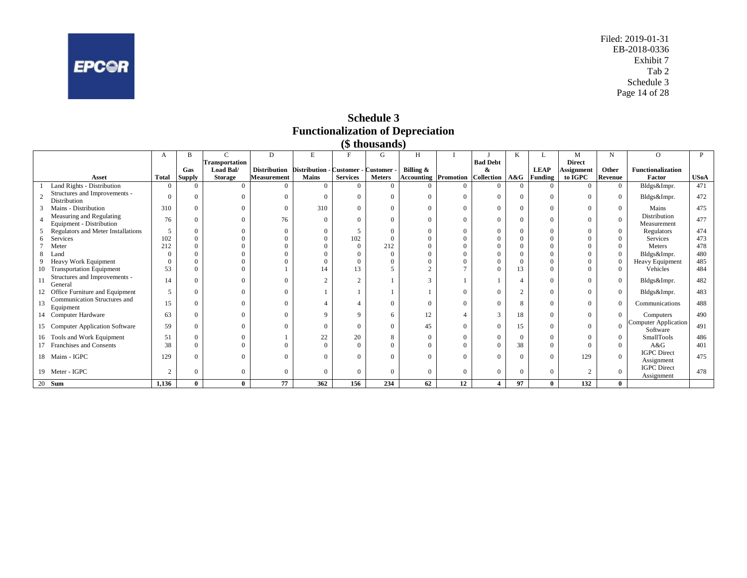Filed: 2019-01-31
EB-2018-0336
Exhibit 7
Tab 2
Schedule 3

# Schedule 3
## Functionalization of Depreciation
### ($ thousands)

| | | A | B | C | D | E | F | G | H | I | J | K | L | M | N | O | P |
|---|---|---|---|---|---|---|---|---|---|---|---|---|---|---|---|---|---|
| | **Asset** | **Total** | **Gas Supply** | **Transportation Load Bal/ Storage** | **Distribution Measurement** | **Distribution - Mains** | **Customer - Services** | **Customer - Meters** | **Billing & Accounting** | **Promotion** | **Bad Debt & Collection** | **A&G** | **LEAP Funding** | **Direct Assignment to IGPC** | **Other Revenue** | **Functionalization Factor** | **USoA** |
| 1 | Land Rights - Distribution | 0 | 0 | 0 | 0 | 0 | 0 | 0 | 0 | 0 | 0 | 0 | 0 | 0 | 0 | Bldgs&Impr. | 471 |
| 2 | Structures and Improvements - Distribution | 0 | 0 | 0 | 0 | 0 | 0 | 0 | 0 | 0 | 0 | 0 | 0 | 0 | 0 | Bldgs&Impr. | 472 |
| 3 | Mains - Distribution | 310 | 0 | 0 | 0 | 310 | 0 | 0 | 0 | 0 | 0 | 0 | 0 | 0 | 0 | Mains | 475 |
| 4 | Measuring and Regulating Equipment - Distribution | 76 | 0 | 0 | 76 | 0 | 0 | 0 | 0 | 0 | 0 | 0 | 0 | 0 | 0 | Distribution Measurement | 477 |
| 5 | Regulators and Meter Installations | 5 | 0 | 0 | 0 | 0 | 5 | 0 | 0 | 0 | 0 | 0 | 0 | 0 | 0 | Regulators | 474 |
| 6 | Services | 102 | 0 | 0 | 0 | 0 | 102 | 0 | 0 | 0 | 0 | 0 | 0 | 0 | 0 | Services | 473 |
| 7 | Meter | 212 | 0 | 0 | 0 | 0 | 0 | 212 | 0 | 0 | 0 | 0 | 0 | 0 | 0 | Meters | 478 |
| 8 | Land | 0 | 0 | 0 | 0 | 0 | 0 | 0 | 0 | 0 | 0 | 0 | 0 | 0 | 0 | Bldgs&Impr. | 480 |
| 9 | Heavy Work Equipment | 0 | 0 | 0 | 0 | 0 | 0 | 0 | 0 | 0 | 0 | 0 | 0 | 0 | 0 | Heavy Equipment | 485 |
| 10 | Transportation Equipment | 53 | 0 | 0 | 1 | 14 | 13 | 5 | 2 | 7 | 0 | 13 | 0 | 0 | 0 | Vehicles | 484 |
| 11 | Structures and Improvements - General | 14 | 0 | 0 | 0 | 2 | 2 | 1 | 3 | 1 | 1 | 4 | 0 | 0 | 0 | Bldgs&Impr. | 482 |
| 12 | Office Furniture and Equipment | 5 | 0 | 0 | 0 | 1 | 1 | 1 | 1 | 0 | 0 | 2 | 0 | 0 | 0 | Bldgs&Impr. | 483 |
| 13 | Communication Structures and Equipment | 15 | 0 | 0 | 0 | 4 | 4 | 0 | 0 | 0 | 0 | 8 | 0 | 0 | 0 | Communications | 488 |
| 14 | Computer Hardware | 63 | 0 | 0 | 0 | 9 | 9 | 6 | 12 | 4 | 3 | 18 | 0 | 0 | 0 | Computers | 490 |
| 15 | Computer Application Software | 59 | 0 | 0 | 0 | 0 | 0 | 0 | 45 | 0 | 0 | 15 | 0 | 0 | 0 | Computer Application Software | 491 |
| 16 | Tools and Work Equipment | 51 | 0 | 0 | 1 | 22 | 20 | 8 | 0 | 0 | 0 | 0 | 0 | 0 | 0 | SmallTools | 486 |
| 17 | Franchises and Consents | 38 | 0 | 0 | 0 | 0 | 0 | 0 | 0 | 0 | 0 | 38 | 0 | 0 | 0 | A&G | 401 |
| 18 | Mains - IGPC | 129 | 0 | 0 | 0 | 0 | 0 | 0 | 0 | 0 | 0 | 0 | 0 | 129 | 0 | IGPC Direct Assignment | 475 |
| 19 | Meter - IGPC | 2 | 0 | 0 | 0 | 0 | 0 | 0 | 0 | 0 | 0 | 0 | 0 | 2 | 0 | IGPC Direct Assignment | 478 |
| 20 | **Sum** | **1,136** | **0** | **0** | **77** | **362** | **156** | **234** | **62** | **12** | **4** | **97** | **0** | **132** | **0** | | |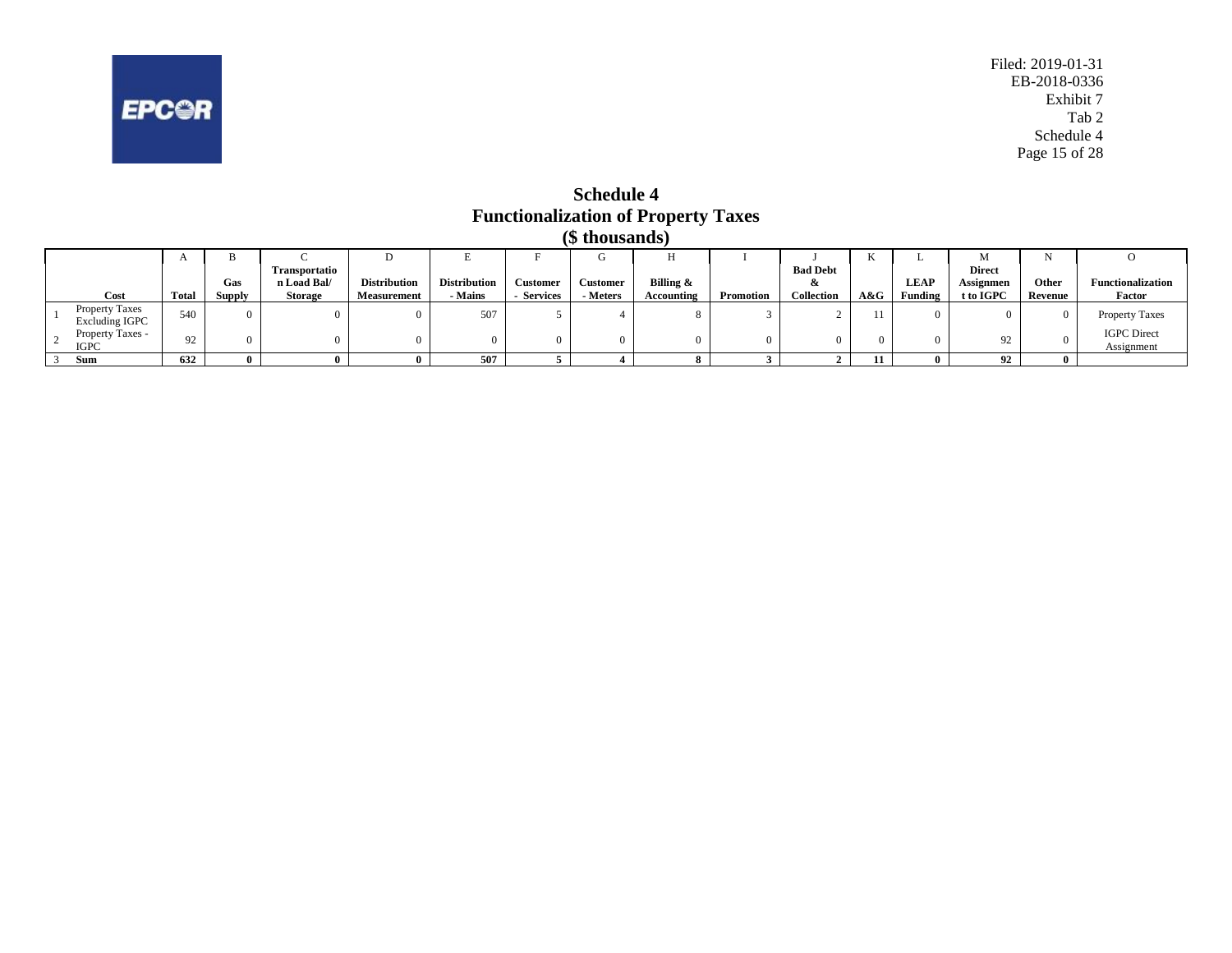# Schedule 4
## Functionalization of Property Taxes
### ($ thousands)

| | | A | B | C | D | E | F | G | H | I | J | K | L | M | N | O |
|---|---|---|---|---|---|---|---|---|---|---|---|---|---|---|---|---|
| | **Cost** | **Total** | **Gas Supply** | **Transportation Load Bal/ Storage** | **Distribution Measurement** | **Distribution - Mains** | **Customer - Services** | **Customer - Meters** | **Billing & Accounting** | **Promotion** | **Bad Debt & Collection** | **A&G** | **LEAP Funding** | **Direct Assignment to IGPC** | **Other Revenue** | **Functionalization Factor** |
| 1 | Property Taxes Excluding IGPC | 540 | 0 | 0 | 0 | 507 | 5 | 4 | 8 | 3 | 2 | 11 | 0 | 0 | 0 | Property Taxes |
| 2 | Property Taxes - IGPC | 92 | 0 | 0 | 0 | 0 | 0 | 0 | 0 | 0 | 0 | 0 | 0 | 92 | 0 | IGPC Direct Assignment |
| 3 | **Sum** | **632** | **0** | **0** | **0** | **507** | **5** | **4** | **8** | **3** | **2** | **11** | **0** | **92** | **0** | |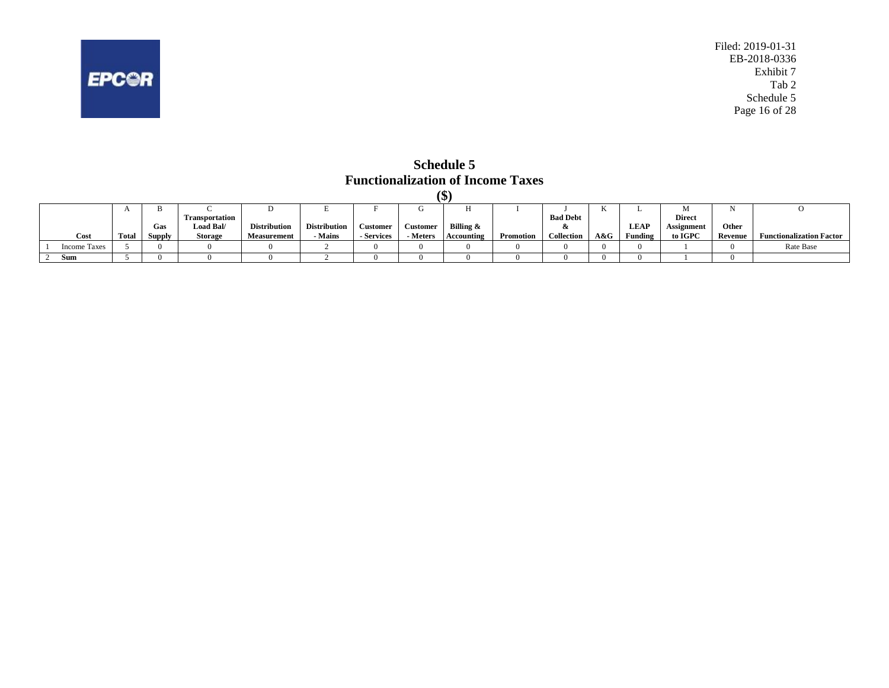# Schedule 5
## Functionalization of Income Taxes
### ($)

| | | A | B | C | D | E | F | G | H | I | J | K | L | M | N | O |
|---|---|---|---|---|---|---|---|---|---|---|---|---|---|---|---|---|
| | Cost | Total | Gas Supply | Transportation Load Bal/ Storage | Distribution Measurement | Distribution - Mains | Customer - Services | Customer - Meters | Billing & Accounting | Promotion | Bad Debt & Collection | A&G | LEAP Funding | Direct Assignment to IGPC | Other Revenue | Functionalization Factor |
| 1 | Income Taxes | 5 | 0 | 0 | 0 | 2 | 0 | 0 | 0 | 0 | 0 | 0 | 0 | 1 | 0 | Rate Base |
| 2 | **Sum** | 5 | 0 | 0 | 0 | 2 | 0 | 0 | 0 | 0 | 0 | 0 | 0 | 1 | 0 | |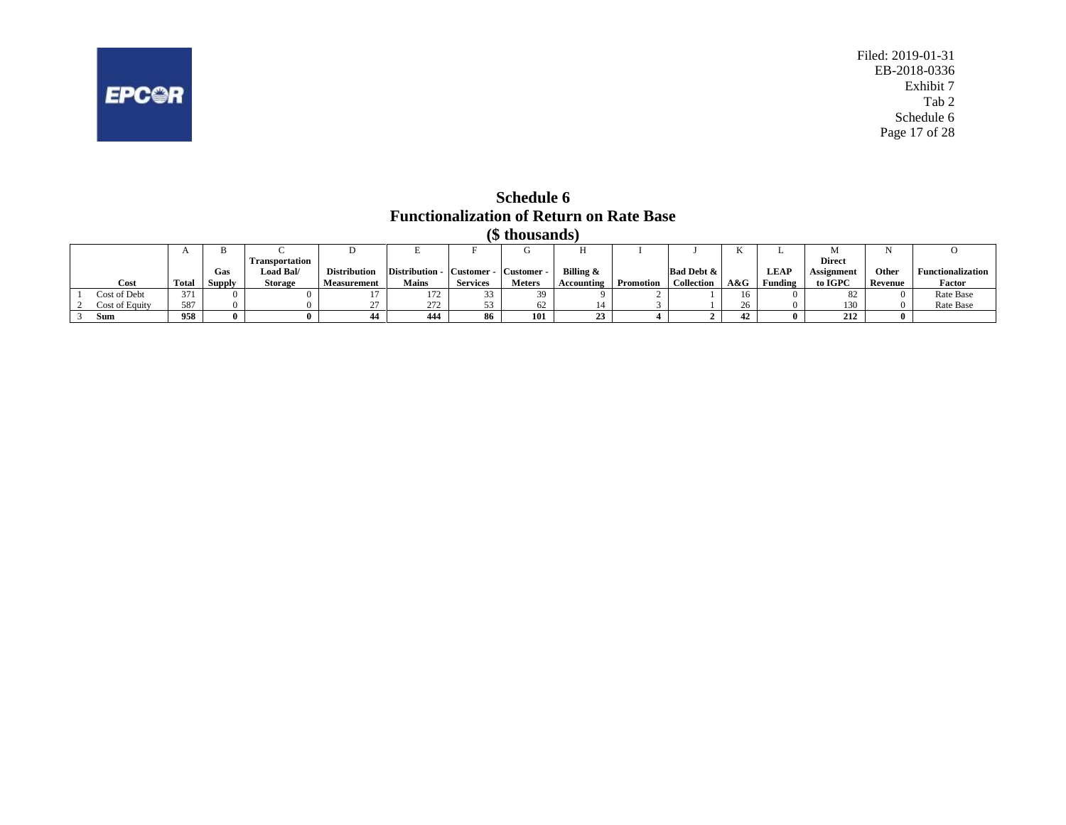Filed: 2019-01-31
EB-2018-0336
Exhibit 7
Tab 2
Schedule 6

# Schedule 6
## Functionalization of Return on Rate Base
### ($ thousands)

| | | A | B | C | D | E | F | G | H | I | J | K | L | M | N | O |
|---|---|---|---|---|---|---|---|---|---|---|---|---|---|---|---|---|
| | **Cost** | **Total** | **Gas Supply** | **Transportation Load Bal/ Storage** | **Distribution Measurement** | **Distribution - Mains** | **Customer - Services** | **Customer - Meters** | **Billing & Accounting** | **Promotion** | **Bad Debt & Collection** | **A&G** | **LEAP Funding** | **Direct Assignment to IGPC** | **Other Revenue** | **Functionalization Factor** |
| 1 | Cost of Debt | 371 | 0 | 0 | 17 | 172 | 33 | 39 | 9 | 2 | 1 | 16 | 0 | 82 | 0 | Rate Base |
| 2 | Cost of Equity | 587 | 0 | 0 | 27 | 272 | 53 | 62 | 14 | 3 | 1 | 26 | 0 | 130 | 0 | Rate Base |
| 3 | **Sum** | **958** | **0** | **0** | **44** | **444** | **86** | **101** | **23** | **4** | **2** | **42** | **0** | **212** | **0** | |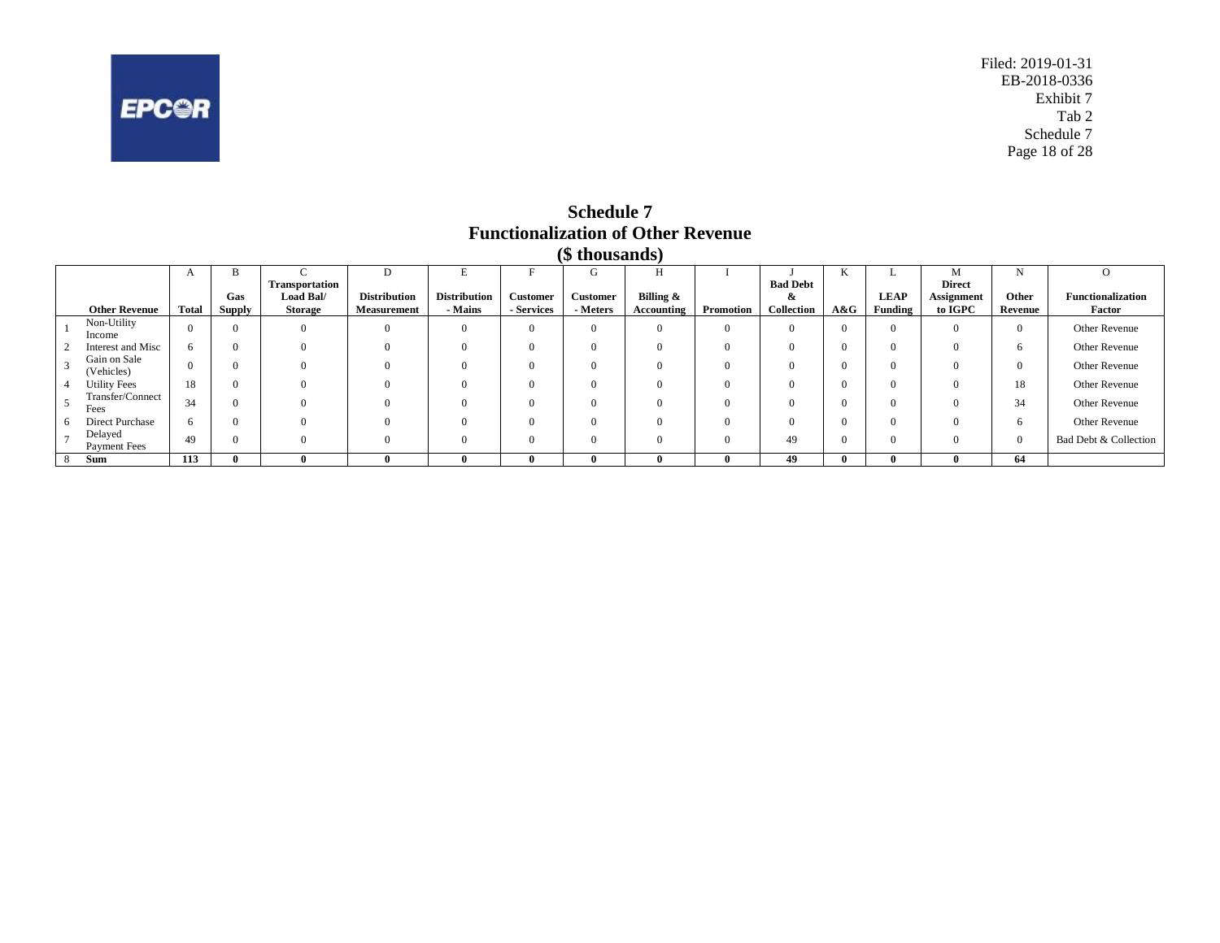Filed: 2019-01-31
EB-2018-0336
Exhibit 7
Tab 2
Schedule 7

# Schedule 7
## Functionalization of Other Revenue
### ($ thousands)

| | | A | B | C | D | E | F | G | H | I | J | K | L | M | N | O |
|---|---|---|---|---|---|---|---|---|---|---|---|---|---|---|---|---|
| | **Other Revenue** | **Total** | **Gas Supply** | **Transportation Load Bal/ Storage** | **Distribution Measurement** | **Distribution - Mains** | **Customer - Services** | **Customer - Meters** | **Billing & Accounting** | **Promotion** | **Bad Debt & Collection** | **A&G** | **LEAP Funding** | **Direct Assignment to IGPC** | **Other Revenue** | **Functionalization Factor** |
| 1 | Non-Utility Income | 0 | 0 | 0 | 0 | 0 | 0 | 0 | 0 | 0 | 0 | 0 | 0 | 0 | 0 | Other Revenue |
| 2 | Interest and Misc | 6 | 0 | 0 | 0 | 0 | 0 | 0 | 0 | 0 | 0 | 0 | 0 | 0 | 6 | Other Revenue |
| 3 | Gain on Sale (Vehicles) | 0 | 0 | 0 | 0 | 0 | 0 | 0 | 0 | 0 | 0 | 0 | 0 | 0 | 0 | Other Revenue |
| 4 | Utility Fees | 18 | 0 | 0 | 0 | 0 | 0 | 0 | 0 | 0 | 0 | 0 | 0 | 0 | 18 | Other Revenue |
| 5 | Transfer/Connect Fees | 34 | 0 | 0 | 0 | 0 | 0 | 0 | 0 | 0 | 0 | 0 | 0 | 0 | 34 | Other Revenue |
| 6 | Direct Purchase | 6 | 0 | 0 | 0 | 0 | 0 | 0 | 0 | 0 | 0 | 0 | 0 | 0 | 6 | Other Revenue |
| 7 | Delayed Payment Fees | 49 | 0 | 0 | 0 | 0 | 0 | 0 | 0 | 0 | 49 | 0 | 0 | 0 | 0 | Bad Debt & Collection |
| 8 | **Sum** | **113** | **0** | **0** | **0** | **0** | **0** | **0** | **0** | **0** | **49** | **0** | **0** | **0** | **64** | |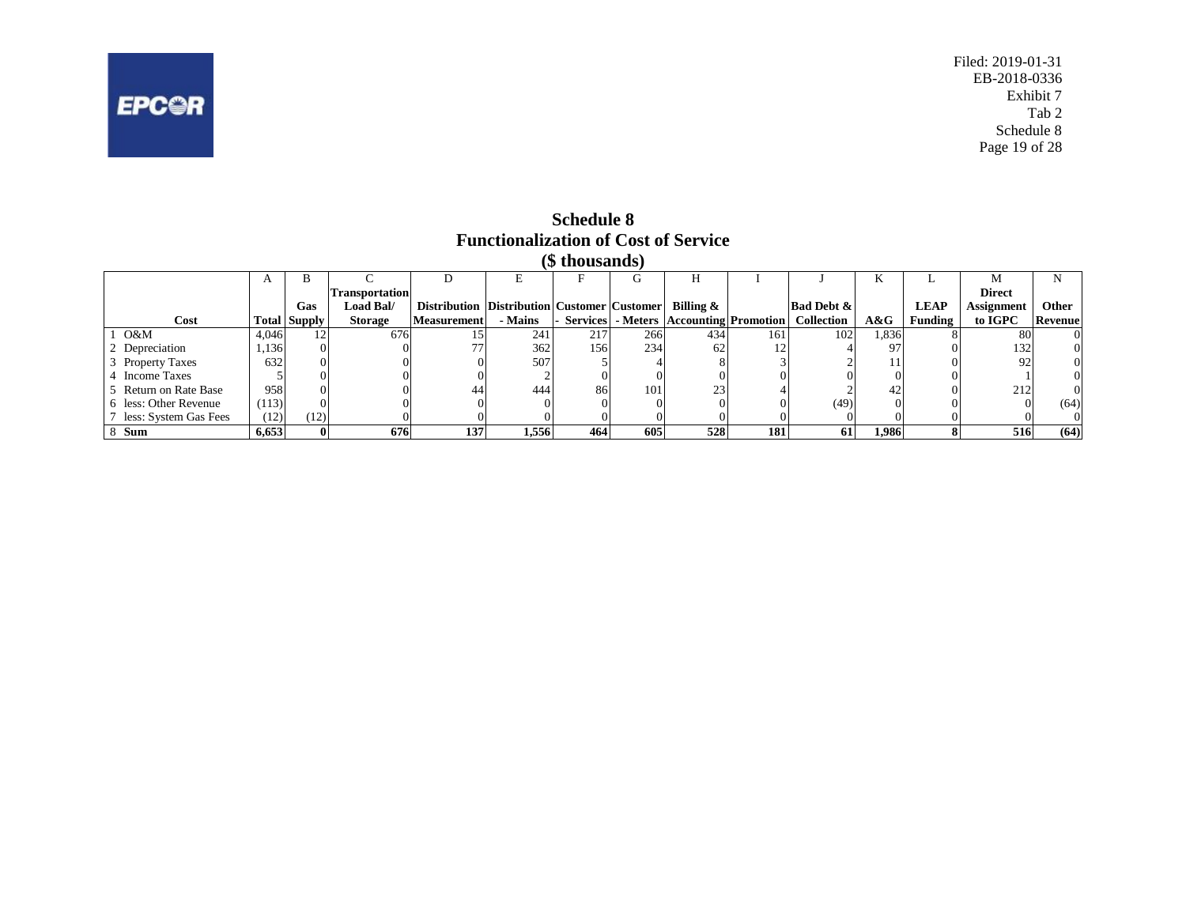Filed: 2019-01-31
EB-2018-0336
Exhibit 7
Tab 2
Schedule 8

# Schedule 8
## Functionalization of Cost of Service
### ($ thousands)

| | A | B | C | D | E | F | G | H | I | J | K | L | M | N |
|---|---|---|---|---|---|---|---|---|---|---|---|---|---|---|
| **Cost** | **Total** | **Gas Supply** | **Transportation Load Bal/ Storage** | **Distribution Measurement** | **Distribution - Mains** | **Customer - Services** | **Customer - Meters** | **Billing & Accounting** | **Promotion** | **Bad Debt & Collection** | **A&G** | **LEAP Funding** | **Direct Assignment to IGPC** | **Other Revenue** |
| 1 O&M | 4,046 | 12 | 676 | 15 | 241 | 217 | 266 | 434 | 161 | 102 | 1,836 | 8 | 80 | 0 |
| 2 Depreciation | 1,136 | 0 | 0 | 77 | 362 | 156 | 234 | 62 | 12 | 4 | 97 | 0 | 132 | 0 |
| 3 Property Taxes | 632 | 0 | 0 | 0 | 507 | 5 | 4 | 8 | 3 | 2 | 11 | 0 | 92 | 0 |
| 4 Income Taxes | 5 | 0 | 0 | 0 | 2 | 0 | 0 | 0 | 0 | 0 | 0 | 0 | 1 | 0 |
| 5 Return on Rate Base | 958 | 0 | 0 | 44 | 444 | 86 | 101 | 23 | 4 | 2 | 42 | 0 | 212 | 0 |
| 6 less: Other Revenue | (113) | 0 | 0 | 0 | 0 | 0 | 0 | 0 | 0 | (49) | 0 | 0 | 0 | (64) |
| 7 less: System Gas Fees | (12) | (12) | 0 | 0 | 0 | 0 | 0 | 0 | 0 | 0 | 0 | 0 | 0 | 0 |
| 8 **Sum** | **6,653** | **0** | **676** | **137** | **1,556** | **464** | **605** | **528** | **181** | **61** | **1,986** | **8** | **516** | **(64)** |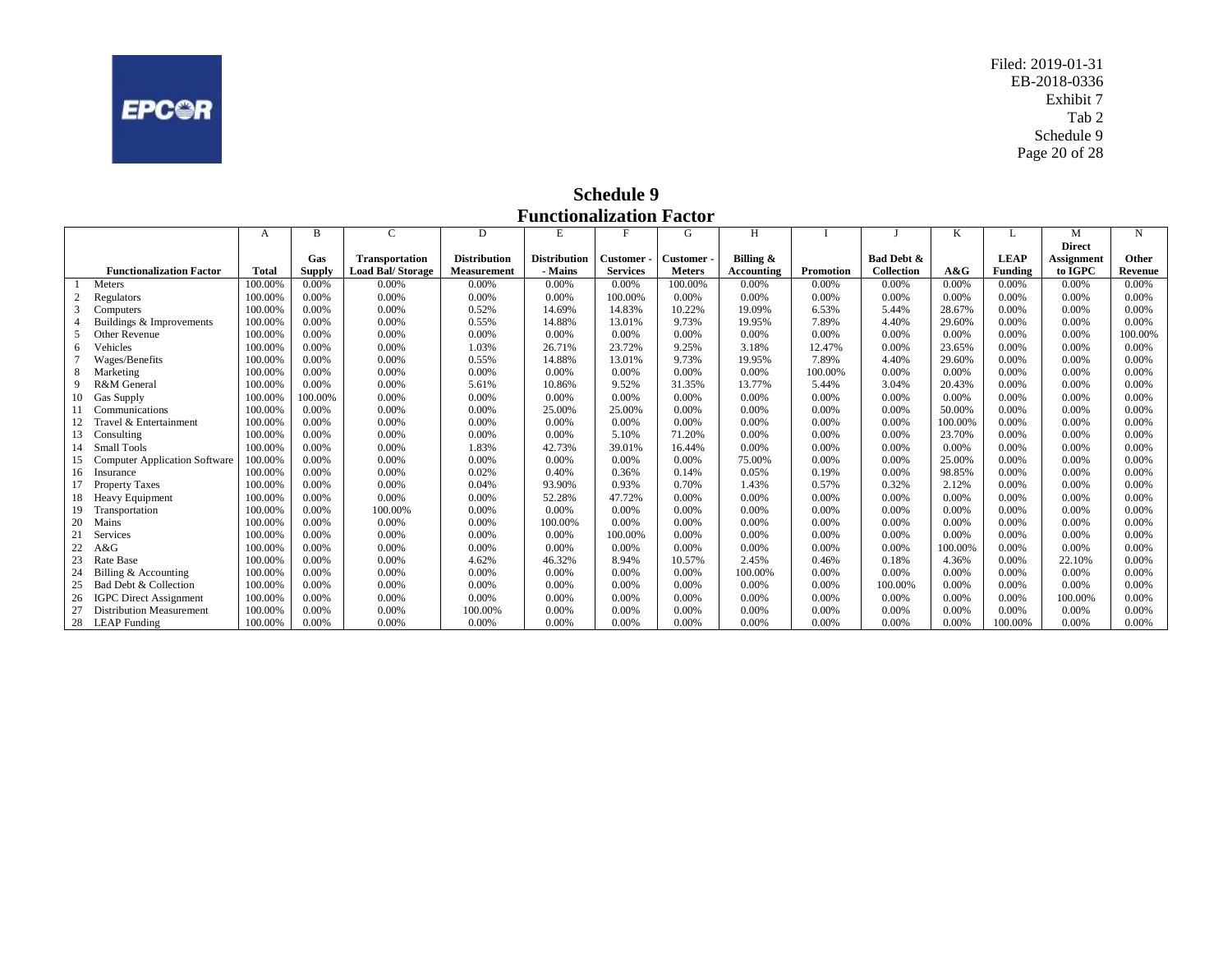# Schedule 9
## Functionalization Factor

| | | A | B | C | D | E | F | G | H | I | J | K | L | M | N |
|---|---|---|---|---|---|---|---|---|---|---|---|---|---|---|---|
| | **Functionalization Factor** | **Total** | **Gas Supply** | **Transportation Load Bal/ Storage** | **Distribution Measurement** | **Distribution - Mains** | **Customer - Services** | **Customer - Meters** | **Billing & Accounting** | **Promotion** | **Bad Debt & Collection** | **A&G** | **LEAP Funding** | **Direct Assignment to IGPC** | **Other Revenue** |
| 1 | Meters | 100.00% | 0.00% | 0.00% | 0.00% | 0.00% | 0.00% | 100.00% | 0.00% | 0.00% | 0.00% | 0.00% | 0.00% | 0.00% | 0.00% |
| 2 | Regulators | 100.00% | 0.00% | 0.00% | 0.00% | 0.00% | 100.00% | 0.00% | 0.00% | 0.00% | 0.00% | 0.00% | 0.00% | 0.00% | 0.00% |
| 3 | Computers | 100.00% | 0.00% | 0.00% | 0.52% | 14.69% | 14.83% | 10.22% | 19.09% | 6.53% | 5.44% | 28.67% | 0.00% | 0.00% | 0.00% |
| 4 | Buildings & Improvements | 100.00% | 0.00% | 0.00% | 0.55% | 14.88% | 13.01% | 9.73% | 19.95% | 7.89% | 4.40% | 29.60% | 0.00% | 0.00% | 0.00% |
| 5 | Other Revenue | 100.00% | 0.00% | 0.00% | 0.00% | 0.00% | 0.00% | 0.00% | 0.00% | 0.00% | 0.00% | 0.00% | 0.00% | 0.00% | 100.00% |
| 6 | Vehicles | 100.00% | 0.00% | 0.00% | 1.03% | 26.71% | 23.72% | 9.25% | 3.18% | 12.47% | 0.00% | 23.65% | 0.00% | 0.00% | 0.00% |
| 7 | Wages/Benefits | 100.00% | 0.00% | 0.00% | 0.55% | 14.88% | 13.01% | 9.73% | 19.95% | 7.89% | 4.40% | 29.60% | 0.00% | 0.00% | 0.00% |
| 8 | Marketing | 100.00% | 0.00% | 0.00% | 0.00% | 0.00% | 0.00% | 0.00% | 0.00% | 100.00% | 0.00% | 0.00% | 0.00% | 0.00% | 0.00% |
| 9 | R&M General | 100.00% | 0.00% | 0.00% | 5.61% | 10.86% | 9.52% | 31.35% | 13.77% | 5.44% | 3.04% | 20.43% | 0.00% | 0.00% | 0.00% |
| 10 | Gas Supply | 100.00% | 100.00% | 0.00% | 0.00% | 0.00% | 0.00% | 0.00% | 0.00% | 0.00% | 0.00% | 0.00% | 0.00% | 0.00% | 0.00% |
| 11 | Communications | 100.00% | 0.00% | 0.00% | 0.00% | 25.00% | 25.00% | 0.00% | 0.00% | 0.00% | 0.00% | 50.00% | 0.00% | 0.00% | 0.00% |
| 12 | Travel & Entertainment | 100.00% | 0.00% | 0.00% | 0.00% | 0.00% | 0.00% | 0.00% | 0.00% | 0.00% | 0.00% | 100.00% | 0.00% | 0.00% | 0.00% |
| 13 | Consulting | 100.00% | 0.00% | 0.00% | 0.00% | 0.00% | 5.10% | 71.20% | 0.00% | 0.00% | 0.00% | 23.70% | 0.00% | 0.00% | 0.00% |
| 14 | Small Tools | 100.00% | 0.00% | 0.00% | 1.83% | 42.73% | 39.01% | 16.44% | 0.00% | 0.00% | 0.00% | 0.00% | 0.00% | 0.00% | 0.00% |
| 15 | Computer Application Software | 100.00% | 0.00% | 0.00% | 0.00% | 0.00% | 0.00% | 0.00% | 75.00% | 0.00% | 0.00% | 25.00% | 0.00% | 0.00% | 0.00% |
| 16 | Insurance | 100.00% | 0.00% | 0.00% | 0.02% | 0.40% | 0.36% | 0.14% | 0.05% | 0.19% | 0.00% | 98.85% | 0.00% | 0.00% | 0.00% |
| 17 | Property Taxes | 100.00% | 0.00% | 0.00% | 0.04% | 93.90% | 0.93% | 0.70% | 1.43% | 0.57% | 0.32% | 2.12% | 0.00% | 0.00% | 0.00% |
| 18 | Heavy Equipment | 100.00% | 0.00% | 0.00% | 0.00% | 52.28% | 47.72% | 0.00% | 0.00% | 0.00% | 0.00% | 0.00% | 0.00% | 0.00% | 0.00% |
| 19 | Transportation | 100.00% | 0.00% | 100.00% | 0.00% | 0.00% | 0.00% | 0.00% | 0.00% | 0.00% | 0.00% | 0.00% | 0.00% | 0.00% | 0.00% |
| 20 | Mains | 100.00% | 0.00% | 0.00% | 0.00% | 100.00% | 0.00% | 0.00% | 0.00% | 0.00% | 0.00% | 0.00% | 0.00% | 0.00% | 0.00% |
| 21 | Services | 100.00% | 0.00% | 0.00% | 0.00% | 0.00% | 100.00% | 0.00% | 0.00% | 0.00% | 0.00% | 0.00% | 0.00% | 0.00% | 0.00% |
| 22 | A&G | 100.00% | 0.00% | 0.00% | 0.00% | 0.00% | 0.00% | 0.00% | 0.00% | 0.00% | 0.00% | 100.00% | 0.00% | 0.00% | 0.00% |
| 23 | Rate Base | 100.00% | 0.00% | 0.00% | 4.62% | 46.32% | 8.94% | 10.57% | 2.45% | 0.46% | 0.18% | 4.36% | 0.00% | 22.10% | 0.00% |
| 24 | Billing & Accounting | 100.00% | 0.00% | 0.00% | 0.00% | 0.00% | 0.00% | 0.00% | 100.00% | 0.00% | 0.00% | 0.00% | 0.00% | 0.00% | 0.00% |
| 25 | Bad Debt & Collection | 100.00% | 0.00% | 0.00% | 0.00% | 0.00% | 0.00% | 0.00% | 0.00% | 0.00% | 100.00% | 0.00% | 0.00% | 0.00% | 0.00% |
| 26 | IGPC Direct Assignment | 100.00% | 0.00% | 0.00% | 0.00% | 0.00% | 0.00% | 0.00% | 0.00% | 0.00% | 0.00% | 0.00% | 0.00% | 100.00% | 0.00% |
| 27 | Distribution Measurement | 100.00% | 0.00% | 0.00% | 100.00% | 0.00% | 0.00% | 0.00% | 0.00% | 0.00% | 0.00% | 0.00% | 0.00% | 0.00% | 0.00% |
| 28 | LEAP Funding | 100.00% | 0.00% | 0.00% | 0.00% | 0.00% | 0.00% | 0.00% | 0.00% | 0.00% | 0.00% | 0.00% | 100.00% | 0.00% | 0.00% |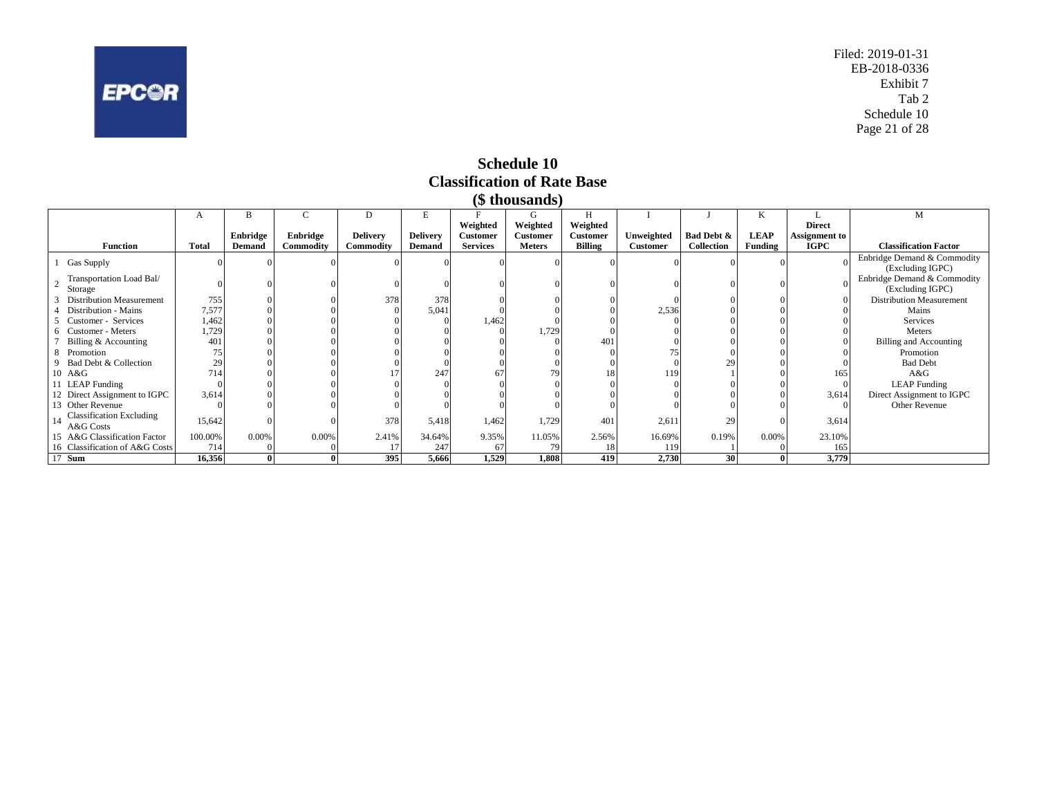Filed: 2019-01-31
EB-2018-0336
Exhibit 7
Tab 2
Schedule 10

# Schedule 10
## Classification of Rate Base
### ($ thousands)

| | | A | B | C | D | E | F | G | H | I | J | K | L | M |
|---|---|---|---|---|---|---|---|---|---|---|---|---|---|---|
| | **Function** | **Total** | **Enbridge Demand** | **Enbridge Commodity** | **Delivery Commodity** | **Delivery Demand** | **Weighted Customer Services** | **Weighted Customer Meters** | **Weighted Customer Billing** | **Unweighted Customer** | **Bad Debt & Collection** | **LEAP Funding** | **Direct Assignment to IGPC** | **Classification Factor** |
| 1 | Gas Supply | 0 | 0 | 0 | 0 | 0 | 0 | 0 | 0 | 0 | 0 | 0 | 0 | Enbridge Demand & Commodity (Excluding IGPC) |
| 2 | Transportation Load Bal/ Storage | 0 | 0 | 0 | 0 | 0 | 0 | 0 | 0 | 0 | 0 | 0 | 0 | Enbridge Demand & Commodity (Excluding IGPC) |
| 3 | Distribution Measurement | 755 | 0 | 0 | 378 | 378 | 0 | 0 | 0 | 0 | 0 | 0 | 0 | Distribution Measurement |
| 4 | Distribution - Mains | 7,577 | 0 | 0 | 0 | 5,041 | 0 | 0 | 0 | 2,536 | 0 | 0 | 0 | Mains |
| 5 | Customer - Services | 1,462 | 0 | 0 | 0 | 0 | 1,462 | 0 | 0 | 0 | 0 | 0 | 0 | Services |
| 6 | Customer - Meters | 1,729 | 0 | 0 | 0 | 0 | 0 | 1,729 | 0 | 0 | 0 | 0 | 0 | Meters |
| 7 | Billing & Accounting | 401 | 0 | 0 | 0 | 0 | 0 | 0 | 401 | 0 | 0 | 0 | 0 | Billing and Accounting |
| 8 | Promotion | 75 | 0 | 0 | 0 | 0 | 0 | 0 | 0 | 75 | 0 | 0 | 0 | Promotion |
| 9 | Bad Debt & Collection | 29 | 0 | 0 | 0 | 0 | 0 | 0 | 0 | 0 | 29 | 0 | 0 | Bad Debt |
| 10 | A&G | 714 | 0 | 0 | 17 | 247 | 67 | 79 | 18 | 119 | 1 | 0 | 165 | A&G |
| 11 | LEAP Funding | 0 | 0 | 0 | 0 | 0 | 0 | 0 | 0 | 0 | 0 | 0 | 0 | LEAP Funding |
| 12 | Direct Assignment to IGPC | 3,614 | 0 | 0 | 0 | 0 | 0 | 0 | 0 | 0 | 0 | 0 | 3,614 | Direct Assignment to IGPC |
| 13 | Other Revenue | 0 | 0 | 0 | 0 | 0 | 0 | 0 | 0 | 0 | 0 | 0 | 0 | Other Revenue |
| 14 | Classification Excluding A&G Costs | 15,642 | 0 | 0 | 378 | 5,418 | 1,462 | 1,729 | 401 | 2,611 | 29 | 0 | 3,614 | |
| 15 | A&G Classification Factor | 100.00% | 0.00% | 0.00% | 2.41% | 34.64% | 9.35% | 11.05% | 2.56% | 16.69% | 0.19% | 0.00% | 23.10% | |
| 16 | Classification of A&G Costs | 714 | 0 | 0 | 17 | 247 | 67 | 79 | 18 | 119 | 1 | 0 | 165 | |
| 17 | **Sum** | **16,356** | **0** | **0** | **395** | **5,666** | **1,529** | **1,808** | **419** | **2,730** | **30** | **0** | **3,779** | |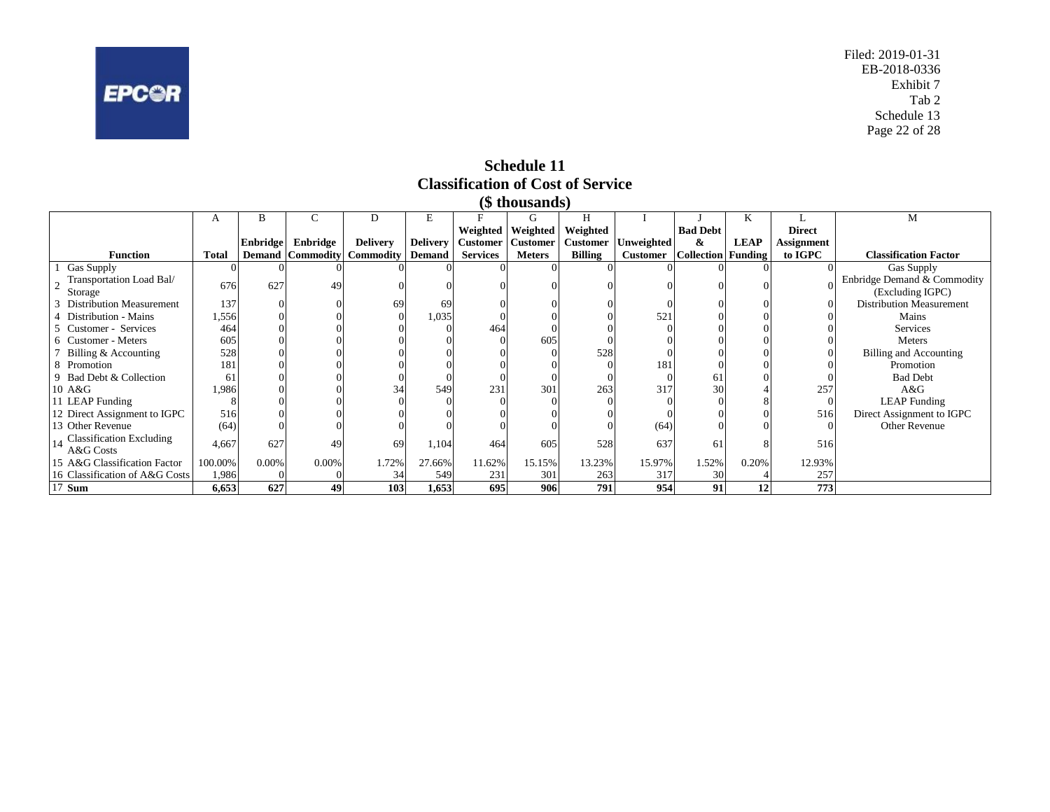Filed: 2019-01-31
EB-2018-0336
Exhibit 7
Tab 2
Schedule 13

# Schedule 11
## Classification of Cost of Service
### ($ thousands)

| | A | B | C | D | E | F | G | H | I | J | K | L | M |
|---|---|---|---|---|---|---|---|---|---|---|---|---|---|
| **Function** | **Total** | **Enbridge Demand** | **Enbridge Commodity** | **Delivery Commodity** | **Delivery Demand** | **Weighted Customer Services** | **Weighted Customer Meters** | **Weighted Customer Billing** | **Unweighted Customer** | **Bad Debt & Collection** | **LEAP Funding** | **Direct Assignment to IGPC** | **Classification Factor** |
| 1 Gas Supply | 0 | 0 | 0 | 0 | 0 | 0 | 0 | 0 | 0 | 0 | 0 | 0 | Gas Supply |
| 2 Transportation Load Bal/ Storage | 676 | 627 | 49 | 0 | 0 | 0 | 0 | 0 | 0 | 0 | 0 | 0 | Enbridge Demand & Commodity (Excluding IGPC) |
| 3 Distribution Measurement | 137 | 0 | 0 | 69 | 69 | 0 | 0 | 0 | 0 | 0 | 0 | 0 | Distribution Measurement |
| 4 Distribution - Mains | 1,556 | 0 | 0 | 0 | 1,035 | 0 | 0 | 0 | 521 | 0 | 0 | 0 | Mains |
| 5 Customer - Services | 464 | 0 | 0 | 0 | 0 | 464 | 0 | 0 | 0 | 0 | 0 | 0 | Services |
| 6 Customer - Meters | 605 | 0 | 0 | 0 | 0 | 0 | 605 | 0 | 0 | 0 | 0 | 0 | Meters |
| 7 Billing & Accounting | 528 | 0 | 0 | 0 | 0 | 0 | 0 | 528 | 0 | 0 | 0 | 0 | Billing and Accounting |
| 8 Promotion | 181 | 0 | 0 | 0 | 0 | 0 | 0 | 0 | 181 | 0 | 0 | 0 | Promotion |
| 9 Bad Debt & Collection | 61 | 0 | 0 | 0 | 0 | 0 | 0 | 0 | 0 | 61 | 0 | 0 | Bad Debt |
| 10 A&G | 1,986 | 0 | 0 | 34 | 549 | 231 | 301 | 263 | 317 | 30 | 4 | 257 | A&G |
| 11 LEAP Funding | 8 | 0 | 0 | 0 | 0 | 0 | 0 | 0 | 0 | 0 | 8 | 0 | LEAP Funding |
| 12 Direct Assignment to IGPC | 516 | 0 | 0 | 0 | 0 | 0 | 0 | 0 | 0 | 0 | 0 | 516 | Direct Assignment to IGPC |
| 13 Other Revenue | (64) | 0 | 0 | 0 | 0 | 0 | 0 | 0 | (64) | 0 | 0 | 0 | Other Revenue |
| 14 Classification Excluding A&G Costs | 4,667 | 627 | 49 | 69 | 1,104 | 464 | 605 | 528 | 637 | 61 | 8 | 516 | |
| 15 A&G Classification Factor | 100.00% | 0.00% | 0.00% | 1.72% | 27.66% | 11.62% | 15.15% | 13.23% | 15.97% | 1.52% | 0.20% | 12.93% | |
| 16 Classification of A&G Costs | 1,986 | 0 | 0 | 34 | 549 | 231 | 301 | 263 | 317 | 30 | 4 | 257 | |
| 17 **Sum** | **6,653** | **627** | **49** | **103** | **1,653** | **695** | **906** | **791** | **954** | **91** | **12** | **773** | |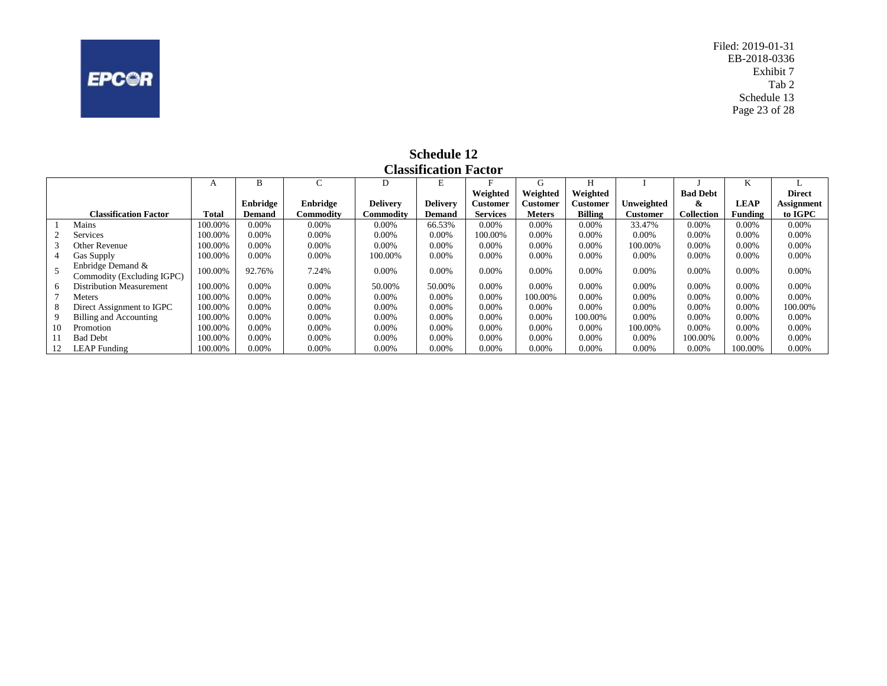# Schedule 12
## Classification Factor

| | Classification Factor | A<br>Total | B<br>Enbridge Demand | C<br>Enbridge Commodity | D<br>Delivery Commodity | E<br>Delivery Demand | F<br>Weighted Customer Services | G<br>Weighted Customer Meters | H<br>Weighted Customer Billing | I<br>Unweighted Customer | J<br>Bad Debt & Collection | K<br>LEAP Funding | L<br>Direct Assignment to IGPC |
|---|---|---|---|---|---|---|---|---|---|---|---|---|---|
| 1 | Mains | 100.00% | 0.00% | 0.00% | 0.00% | 66.53% | 0.00% | 0.00% | 0.00% | 33.47% | 0.00% | 0.00% | 0.00% |
| 2 | Services | 100.00% | 0.00% | 0.00% | 0.00% | 0.00% | 100.00% | 0.00% | 0.00% | 0.00% | 0.00% | 0.00% | 0.00% |
| 3 | Other Revenue | 100.00% | 0.00% | 0.00% | 0.00% | 0.00% | 0.00% | 0.00% | 0.00% | 100.00% | 0.00% | 0.00% | 0.00% |
| 4 | Gas Supply | 100.00% | 0.00% | 0.00% | 100.00% | 0.00% | 0.00% | 0.00% | 0.00% | 0.00% | 0.00% | 0.00% | 0.00% |
| 5 | Enbridge Demand & Commodity (Excluding IGPC) | 100.00% | 92.76% | 7.24% | 0.00% | 0.00% | 0.00% | 0.00% | 0.00% | 0.00% | 0.00% | 0.00% | 0.00% |
| 6 | Distribution Measurement | 100.00% | 0.00% | 0.00% | 50.00% | 50.00% | 0.00% | 0.00% | 0.00% | 0.00% | 0.00% | 0.00% | 0.00% |
| 7 | Meters | 100.00% | 0.00% | 0.00% | 0.00% | 0.00% | 0.00% | 100.00% | 0.00% | 0.00% | 0.00% | 0.00% | 0.00% |
| 8 | Direct Assignment to IGPC | 100.00% | 0.00% | 0.00% | 0.00% | 0.00% | 0.00% | 0.00% | 0.00% | 0.00% | 0.00% | 0.00% | 100.00% |
| 9 | Billing and Accounting | 100.00% | 0.00% | 0.00% | 0.00% | 0.00% | 0.00% | 0.00% | 100.00% | 0.00% | 0.00% | 0.00% | 0.00% |
| 10 | Promotion | 100.00% | 0.00% | 0.00% | 0.00% | 0.00% | 0.00% | 0.00% | 0.00% | 100.00% | 0.00% | 0.00% | 0.00% |
| 11 | Bad Debt | 100.00% | 0.00% | 0.00% | 0.00% | 0.00% | 0.00% | 0.00% | 0.00% | 0.00% | 100.00% | 0.00% | 0.00% |
| 12 | LEAP Funding | 100.00% | 0.00% | 0.00% | 0.00% | 0.00% | 0.00% | 0.00% | 0.00% | 0.00% | 0.00% | 100.00% | 0.00% |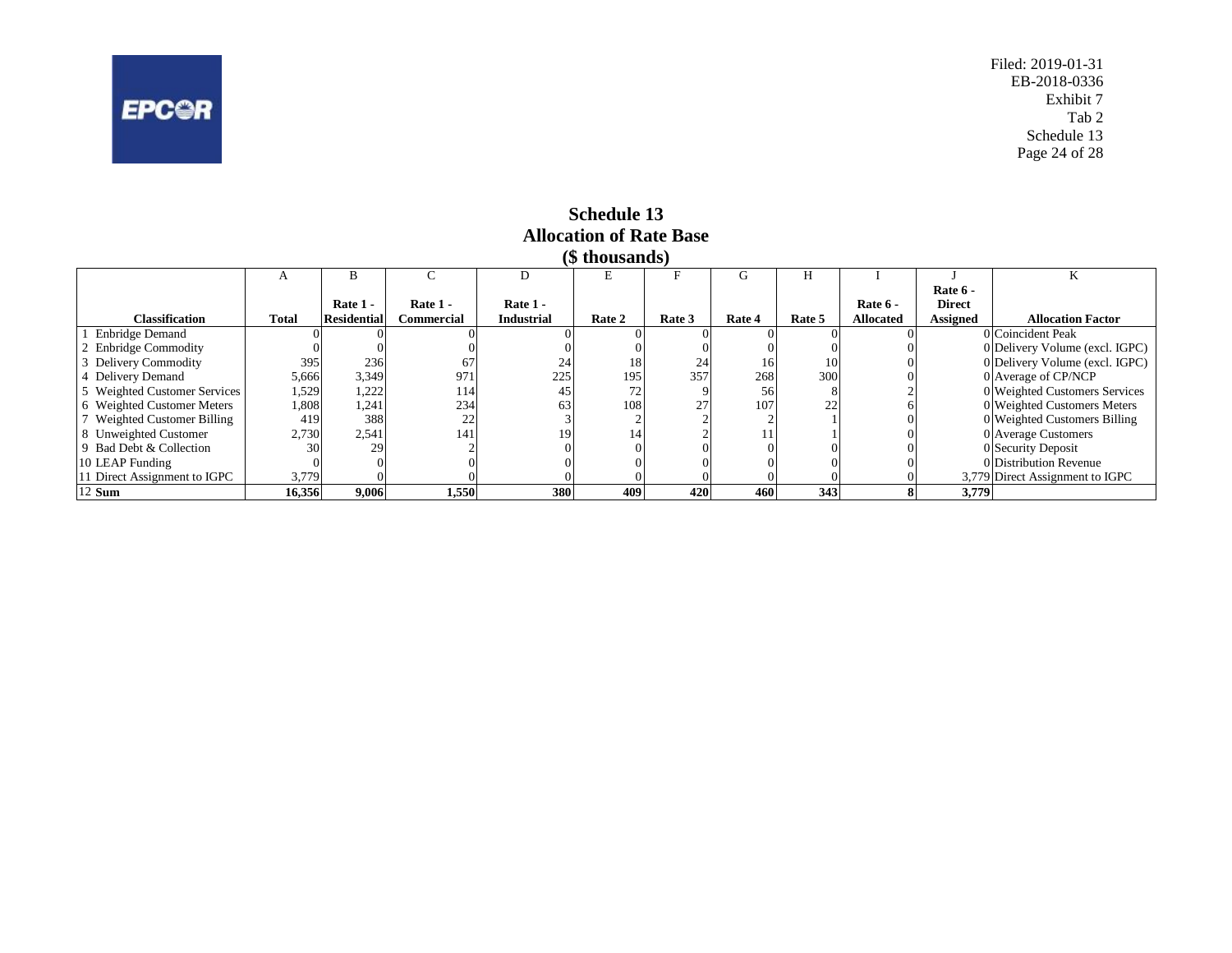Filed: 2019-01-31
EB-2018-0336
Exhibit 7
Tab 2
Schedule 13

# Schedule 13
## Allocation of Rate Base
### ($ thousands)

| | A | B | C | D | E | F | G | H | I | J | K |
|---|---|---|---|---|---|---|---|---|---|---|---|
| **Classification** | **Total** | **Rate 1 - Residential** | **Rate 1 - Commercial** | **Rate 1 - Industrial** | **Rate 2** | **Rate 3** | **Rate 4** | **Rate 5** | **Rate 6 - Allocated** | **Rate 6 - Direct Assigned** | **Allocation Factor** |
| 1 Enbridge Demand | 0 | 0 | 0 | 0 | 0 | 0 | 0 | 0 | 0 | 0 | Coincident Peak |
| 2 Enbridge Commodity | 0 | 0 | 0 | 0 | 0 | 0 | 0 | 0 | 0 | 0 | Delivery Volume (excl. IGPC) |
| 3 Delivery Commodity | 395 | 236 | 67 | 24 | 18 | 24 | 16 | 10 | 0 | 0 | Delivery Volume (excl. IGPC) |
| 4 Delivery Demand | 5,666 | 3,349 | 971 | 225 | 195 | 357 | 268 | 300 | 0 | 0 | Average of CP/NCP |
| 5 Weighted Customer Services | 1,529 | 1,222 | 114 | 45 | 72 | 9 | 56 | 8 | 2 | 0 | Weighted Customers Services |
| 6 Weighted Customer Meters | 1,808 | 1,241 | 234 | 63 | 108 | 27 | 107 | 22 | 6 | 0 | Weighted Customers Meters |
| 7 Weighted Customer Billing | 419 | 388 | 22 | 3 | 2 | 2 | 2 | 1 | 0 | 0 | Weighted Customers Billing |
| 8 Unweighted Customer | 2,730 | 2,541 | 141 | 19 | 14 | 2 | 11 | 1 | 0 | 0 | Average Customers |
| 9 Bad Debt & Collection | 30 | 29 | 2 | 0 | 0 | 0 | 0 | 0 | 0 | 0 | Security Deposit |
| 10 LEAP Funding | 0 | 0 | 0 | 0 | 0 | 0 | 0 | 0 | 0 | 0 | Distribution Revenue |
| 11 Direct Assignment to IGPC | 3,779 | 0 | 0 | 0 | 0 | 0 | 0 | 0 | 0 | 3,779 | Direct Assignment to IGPC |
| 12 **Sum** | **16,356** | **9,006** | **1,550** | **380** | **409** | **420** | **460** | **343** | **8** | **3,779** | |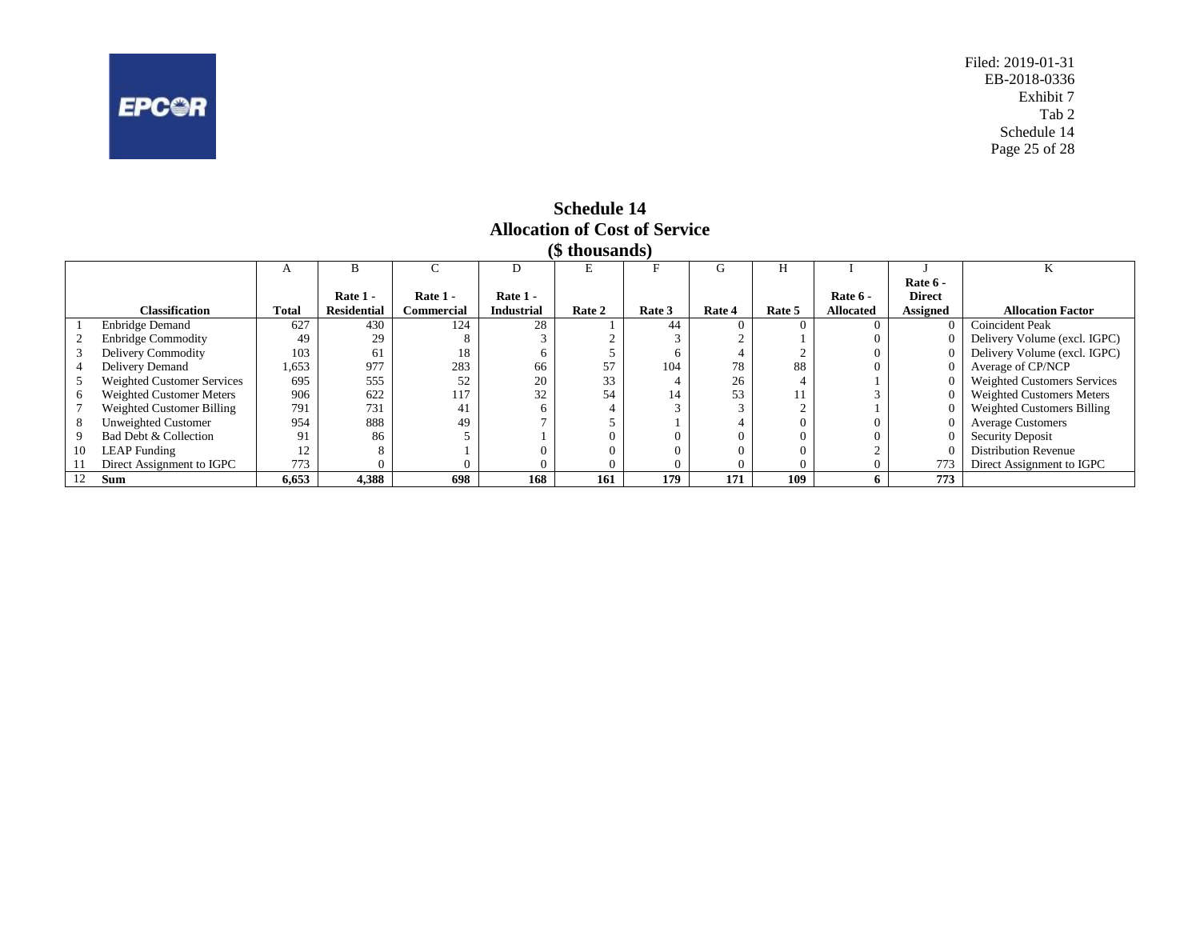# Schedule 14
## Allocation of Cost of Service
### ($ thousands)

| | | A | B | C | D | E | F | G | H | I | J | K |
|---|---|---|---|---|---|---|---|---|---|---|---|---|
| | **Classification** | **Total** | **Rate 1 - Residential** | **Rate 1 - Commercial** | **Rate 1 - Industrial** | **Rate 2** | **Rate 3** | **Rate 4** | **Rate 5** | **Rate 6 - Allocated** | **Rate 6 - Direct Assigned** | **Allocation Factor** |
| 1 | Enbridge Demand | 627 | 430 | 124 | 28 | 1 | 44 | 0 | 0 | 0 | 0 | Coincident Peak |
| 2 | Enbridge Commodity | 49 | 29 | 8 | 3 | 2 | 3 | 2 | 1 | 0 | 0 | Delivery Volume (excl. IGPC) |
| 3 | Delivery Commodity | 103 | 61 | 18 | 6 | 5 | 6 | 4 | 2 | 0 | 0 | Delivery Volume (excl. IGPC) |
| 4 | Delivery Demand | 1,653 | 977 | 283 | 66 | 57 | 104 | 78 | 88 | 0 | 0 | Average of CP/NCP |
| 5 | Weighted Customer Services | 695 | 555 | 52 | 20 | 33 | 4 | 26 | 4 | 1 | 0 | Weighted Customers Services |
| 6 | Weighted Customer Meters | 906 | 622 | 117 | 32 | 54 | 14 | 53 | 11 | 3 | 0 | Weighted Customers Meters |
| 7 | Weighted Customer Billing | 791 | 731 | 41 | 6 | 4 | 3 | 3 | 2 | 1 | 0 | Weighted Customers Billing |
| 8 | Unweighted Customer | 954 | 888 | 49 | 7 | 5 | 1 | 4 | 0 | 0 | 0 | Average Customers |
| 9 | Bad Debt & Collection | 91 | 86 | 5 | 1 | 0 | 0 | 0 | 0 | 0 | 0 | Security Deposit |
| 10 | LEAP Funding | 12 | 8 | 1 | 0 | 0 | 0 | 0 | 0 | 2 | 0 | Distribution Revenue |
| 11 | Direct Assignment to IGPC | 773 | 0 | 0 | 0 | 0 | 0 | 0 | 0 | 0 | 773 | Direct Assignment to IGPC |
| 12 | **Sum** | **6,653** | **4,388** | **698** | **168** | **161** | **179** | **171** | **109** | **6** | **773** | |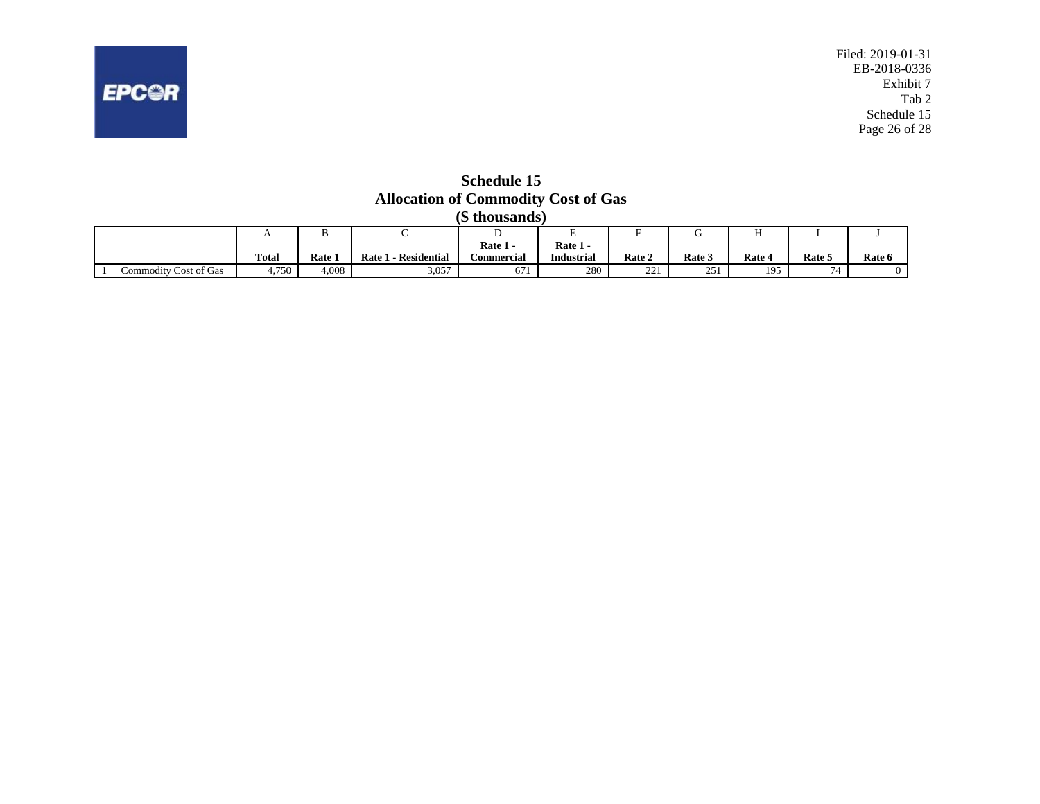# Schedule 15
## Allocation of Commodity Cost of Gas
## ($ thousands)

| | | A | B | C | D | E | F | G | H | I | J |
|---|---|---|---|---|---|---|---|---|---|---|---|
| | | Total | Rate 1 | Rate 1 - Residential | Rate 1 - Commercial | Rate 1 - Industrial | Rate 2 | Rate 3 | Rate 4 | Rate 5 | Rate 6 |
| 1 | Commodity Cost of Gas | 4,750 | 4,008 | 3,057 | 671 | 280 | 221 | 251 | 195 | 74 | 0 |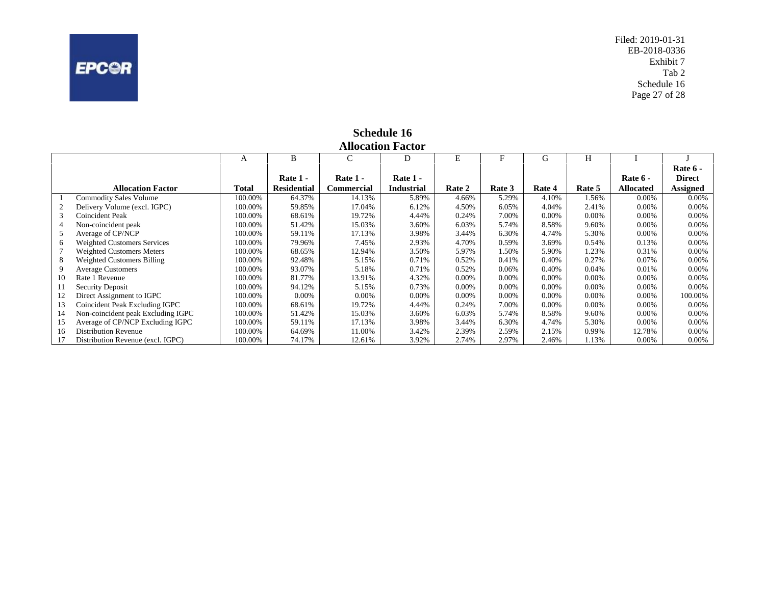## Schedule 16
## Allocation Factor

| | | A | B | C | D | E | F | G | H | I | J |
|---|---|---|---|---|---|---|---|---|---|---|---|
| | **Allocation Factor** | **Total** | **Rate 1 - Residential** | **Rate 1 - Commercial** | **Rate 1 - Industrial** | **Rate 2** | **Rate 3** | **Rate 4** | **Rate 5** | **Rate 6 - Allocated** | **Rate 6 - Direct Assigned** |
| 1 | Commodity Sales Volume | 100.00% | 64.37% | 14.13% | 5.89% | 4.66% | 5.29% | 4.10% | 1.56% | 0.00% | 0.00% |
| 2 | Delivery Volume (excl. IGPC) | 100.00% | 59.85% | 17.04% | 6.12% | 4.50% | 6.05% | 4.04% | 2.41% | 0.00% | 0.00% |
| 3 | Coincident Peak | 100.00% | 68.61% | 19.72% | 4.44% | 0.24% | 7.00% | 0.00% | 0.00% | 0.00% | 0.00% |
| 4 | Non-coincident peak | 100.00% | 51.42% | 15.03% | 3.60% | 6.03% | 5.74% | 8.58% | 9.60% | 0.00% | 0.00% |
| 5 | Average of CP/NCP | 100.00% | 59.11% | 17.13% | 3.98% | 3.44% | 6.30% | 4.74% | 5.30% | 0.00% | 0.00% |
| 6 | Weighted Customers Services | 100.00% | 79.96% | 7.45% | 2.93% | 4.70% | 0.59% | 3.69% | 0.54% | 0.13% | 0.00% |
| 7 | Weighted Customers Meters | 100.00% | 68.65% | 12.94% | 3.50% | 5.97% | 1.50% | 5.90% | 1.23% | 0.31% | 0.00% |
| 8 | Weighted Customers Billing | 100.00% | 92.48% | 5.15% | 0.71% | 0.52% | 0.41% | 0.40% | 0.27% | 0.07% | 0.00% |
| 9 | Average Customers | 100.00% | 93.07% | 5.18% | 0.71% | 0.52% | 0.06% | 0.40% | 0.04% | 0.01% | 0.00% |
| 10 | Rate 1 Revenue | 100.00% | 81.77% | 13.91% | 4.32% | 0.00% | 0.00% | 0.00% | 0.00% | 0.00% | 0.00% |
| 11 | Security Deposit | 100.00% | 94.12% | 5.15% | 0.73% | 0.00% | 0.00% | 0.00% | 0.00% | 0.00% | 0.00% |
| 12 | Direct Assignment to IGPC | 100.00% | 0.00% | 0.00% | 0.00% | 0.00% | 0.00% | 0.00% | 0.00% | 0.00% | 100.00% |
| 13 | Coincident Peak Excluding IGPC | 100.00% | 68.61% | 19.72% | 4.44% | 0.24% | 7.00% | 0.00% | 0.00% | 0.00% | 0.00% |
| 14 | Non-coincident peak Excluding IGPC | 100.00% | 51.42% | 15.03% | 3.60% | 6.03% | 5.74% | 8.58% | 9.60% | 0.00% | 0.00% |
| 15 | Average of CP/NCP Excluding IGPC | 100.00% | 59.11% | 17.13% | 3.98% | 3.44% | 6.30% | 4.74% | 5.30% | 0.00% | 0.00% |
| 16 | Distribution Revenue | 100.00% | 64.69% | 11.00% | 3.42% | 2.39% | 2.59% | 2.15% | 0.99% | 12.78% | 0.00% |
| 17 | Distribution Revenue (excl. IGPC) | 100.00% | 74.17% | 12.61% | 3.92% | 2.74% | 2.97% | 2.46% | 1.13% | 0.00% | 0.00% |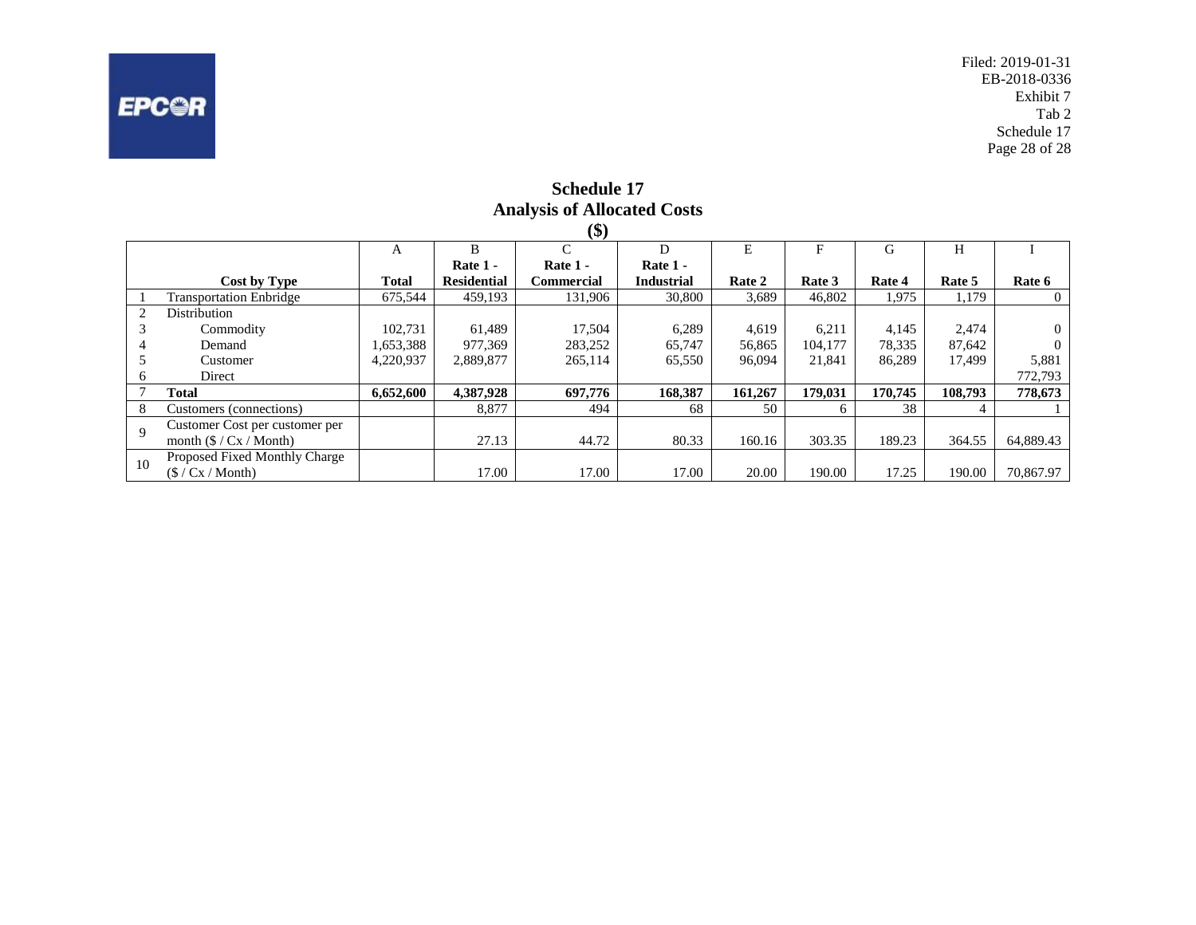Filed: 2019-01-31
EB-2018-0336
Exhibit 7
Tab 2
Schedule 17

# Schedule 17
## Analysis of Allocated Costs
## ($)

| | | A | B | C | D | E | F | G | H | I |
|---|---|---|---|---|---|---|---|---|---|---|
| | **Cost by Type** | **Total** | **Rate 1 - Residential** | **Rate 1 - Commercial** | **Rate 1 - Industrial** | **Rate 2** | **Rate 3** | **Rate 4** | **Rate 5** | **Rate 6** |
| 1 | Transportation Enbridge | 675,544 | 459,193 | 131,906 | 30,800 | 3,689 | 46,802 | 1,975 | 1,179 | 0 |
| 2 | Distribution | | | | | | | | | |
| 3 | Commodity | 102,731 | 61,489 | 17,504 | 6,289 | 4,619 | 6,211 | 4,145 | 2,474 | 0 |
| 4 | Demand | 1,653,388 | 977,369 | 283,252 | 65,747 | 56,865 | 104,177 | 78,335 | 87,642 | 0 |
| 5 | Customer | 4,220,937 | 2,889,877 | 265,114 | 65,550 | 96,094 | 21,841 | 86,289 | 17,499 | 5,881 |
| 6 | Direct | | | | | | | | | 772,793 |
| 7 | **Total** | **6,652,600** | **4,387,928** | **697,776** | **168,387** | **161,267** | **179,031** | **170,745** | **108,793** | **778,673** |
| 8 | Customers (connections) | | 8,877 | 494 | 68 | 50 | 6 | 38 | 4 | 1 |
| 9 | Customer Cost per customer per month ($ / Cx / Month) | | 27.13 | 44.72 | 80.33 | 160.16 | 303.35 | 189.23 | 364.55 | 64,889.43 |
| 10 | Proposed Fixed Monthly Charge ($ / Cx / Month) | | 17.00 | 17.00 | 17.00 | 20.00 | 190.00 | 17.25 | 190.00 | 70,867.97 |